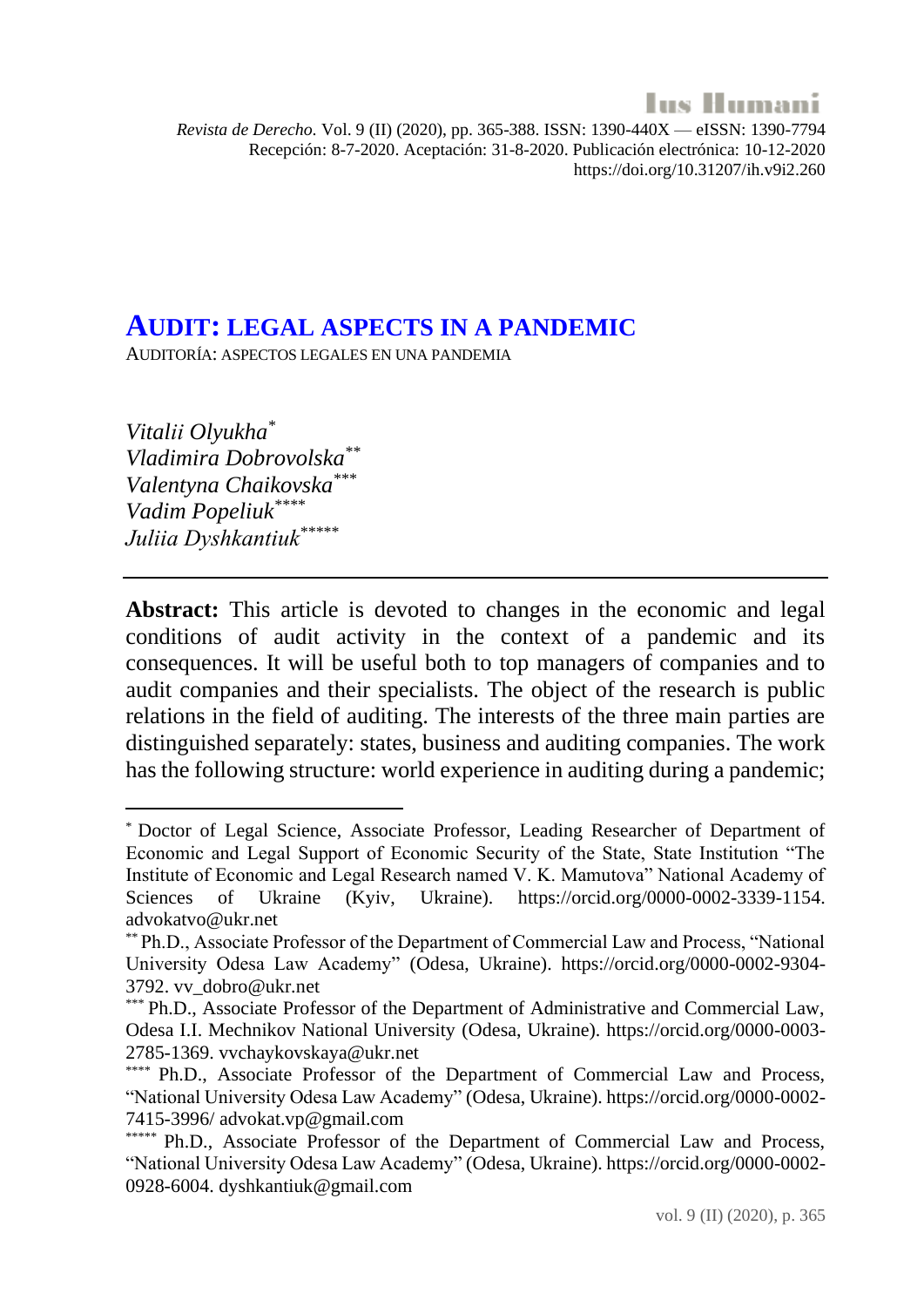# AUDIT: LEGAL ASPECTS IN A PANDEMIC

AUDITORÍA: ASPECTOS LEGALES EN UNA PANDEMIA

*Vitalii Olyukha*[*]
*Vladimira Dobrovolska*[**]
*Valentyna Chaikovska*[***]
*Vadim Popeliuk*[****]
*Juliia Dyshkantiuk*[*****]

---

**Abstract:** This article is devoted to changes in the economic and legal conditions of audit activity in the context of a pandemic and its consequences. It will be useful both to top managers of companies and to audit companies and their specialists. The object of the research is public relations in the field of auditing. The interests of the three main parties are distinguished separately: states, business and auditing companies. The work has the following structure: world experience in auditing during a pandemic;

---

[*] Doctor of Legal Science, Associate Professor, Leading Researcher of Department of Economic and Legal Support of Economic Security of the State, State Institution "The Institute of Economic and Legal Research named V. K. Mamutova" National Academy of Sciences of Ukraine (Kyiv, Ukraine). https://orcid.org/0000-0002-3339-1154. advokatvo@ukr.net

[**] Ph.D., Associate Professor of the Department of Commercial Law and Process, "National University Odesa Law Academy" (Odesa, Ukraine). https://orcid.org/0000-0002-9304-3792. vv_dobro@ukr.net

[***] Ph.D., Associate Professor of the Department of Administrative and Commercial Law, Odesa I.I. Mechnikov National University (Odesa, Ukraine). https://orcid.org/0000-0003-2785-1369. vvchaykovskaya@ukr.net

[****] Ph.D., Associate Professor of the Department of Commercial Law and Process, "National University Odesa Law Academy" (Odesa, Ukraine). https://orcid.org/0000-0002-7415-3996/ advokat.vp@gmail.com

[*****] Ph.D., Associate Professor of the Department of Commercial Law and Process, "National University Odesa Law Academy" (Odesa, Ukraine). https://orcid.org/0000-0002-0928-6004. dyshkantiuk@gmail.com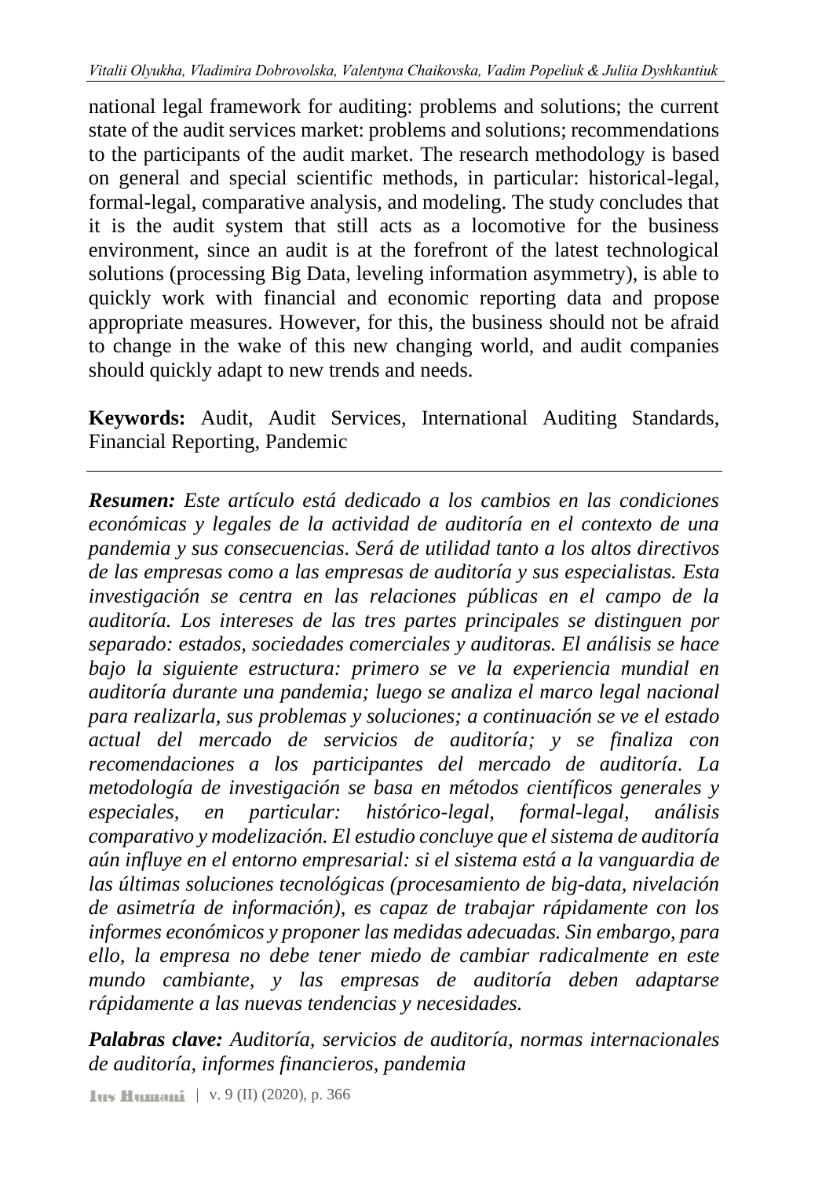national legal framework for auditing: problems and solutions; the current state of the audit services market: problems and solutions; recommendations to the participants of the audit market. The research methodology is based on general and special scientific methods, in particular: historical-legal, formal-legal, comparative analysis, and modeling. The study concludes that it is the audit system that still acts as a locomotive for the business environment, since an audit is at the forefront of the latest technological solutions (processing Big Data, leveling information asymmetry), is able to quickly work with financial and economic reporting data and propose appropriate measures. However, for this, the business should not be afraid to change in the wake of this new changing world, and audit companies should quickly adapt to new trends and needs.

**Keywords:** Audit, Audit Services, International Auditing Standards, Financial Reporting, Pandemic

---

***Resumen:*** *Este artículo está dedicado a los cambios en las condiciones económicas y legales de la actividad de auditoría en el contexto de una pandemia y sus consecuencias. Será de utilidad tanto a los altos directivos de las empresas como a las empresas de auditoría y sus especialistas. Esta investigación se centra en las relaciones públicas en el campo de la auditoría. Los intereses de las tres partes principales se distinguen por separado: estados, sociedades comerciales y auditoras. El análisis se hace bajo la siguiente estructura: primero se ve la experiencia mundial en auditoría durante una pandemia; luego se analiza el marco legal nacional para realizarla, sus problemas y soluciones; a continuación se ve el estado actual del mercado de servicios de auditoría; y se finaliza con recomendaciones a los participantes del mercado de auditoría. La metodología de investigación se basa en métodos científicos generales y especiales, en particular: histórico-legal, formal-legal, análisis comparativo y modelización. El estudio concluye que el sistema de auditoría aún influye en el entorno empresarial: si el sistema está a la vanguardia de las últimas soluciones tecnológicas (procesamiento de big-data, nivelación de asimetría de información), es capaz de trabajar rápidamente con los informes económicos y proponer las medidas adecuadas. Sin embargo, para ello, la empresa no debe tener miedo de cambiar radicalmente en este mundo cambiante, y las empresas de auditoría deben adaptarse rápidamente a las nuevas tendencias y necesidades.*

***Palabras clave:*** *Auditoría, servicios de auditoría, normas internacionales de auditoría, informes financieros, pandemia*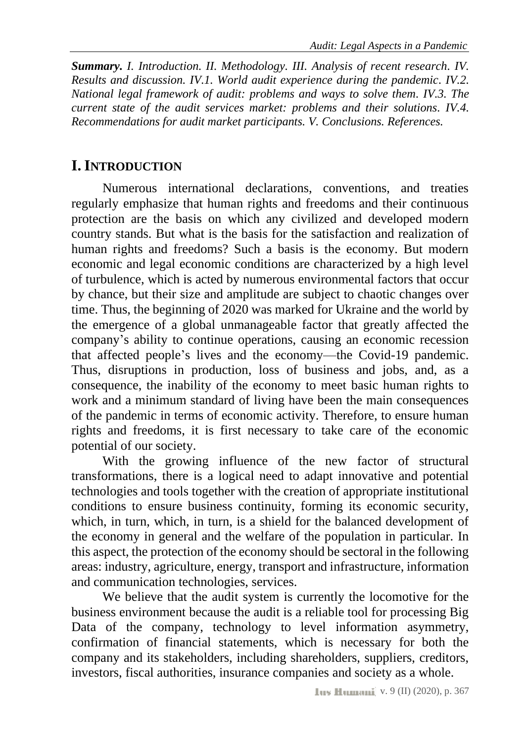***Summary.*** *I. Introduction. II. Methodology. III. Analysis of recent research. IV. Results and discussion. IV.1. World audit experience during the pandemic. IV.2. National legal framework of audit: problems and ways to solve them. IV.3. The current state of the audit services market: problems and their solutions. IV.4. Recommendations for audit market participants. V. Conclusions. References.*

## I. INTRODUCTION

Numerous international declarations, conventions, and treaties regularly emphasize that human rights and freedoms and their continuous protection are the basis on which any civilized and developed modern country stands. But what is the basis for the satisfaction and realization of human rights and freedoms? Such a basis is the economy. But modern economic and legal economic conditions are characterized by a high level of turbulence, which is acted by numerous environmental factors that occur by chance, but their size and amplitude are subject to chaotic changes over time. Thus, the beginning of 2020 was marked for Ukraine and the world by the emergence of a global unmanageable factor that greatly affected the company's ability to continue operations, causing an economic recession that affected people's lives and the economy—the Covid-19 pandemic. Thus, disruptions in production, loss of business and jobs, and, as a consequence, the inability of the economy to meet basic human rights to work and a minimum standard of living have been the main consequences of the pandemic in terms of economic activity. Therefore, to ensure human rights and freedoms, it is first necessary to take care of the economic potential of our society.

With the growing influence of the new factor of structural transformations, there is a logical need to adapt innovative and potential technologies and tools together with the creation of appropriate institutional conditions to ensure business continuity, forming its economic security, which, in turn, which, in turn, is a shield for the balanced development of the economy in general and the welfare of the population in particular. In this aspect, the protection of the economy should be sectoral in the following areas: industry, agriculture, energy, transport and infrastructure, information and communication technologies, services.

We believe that the audit system is currently the locomotive for the business environment because the audit is a reliable tool for processing Big Data of the company, technology to level information asymmetry, confirmation of financial statements, which is necessary for both the company and its stakeholders, including shareholders, suppliers, creditors, investors, fiscal authorities, insurance companies and society as a whole.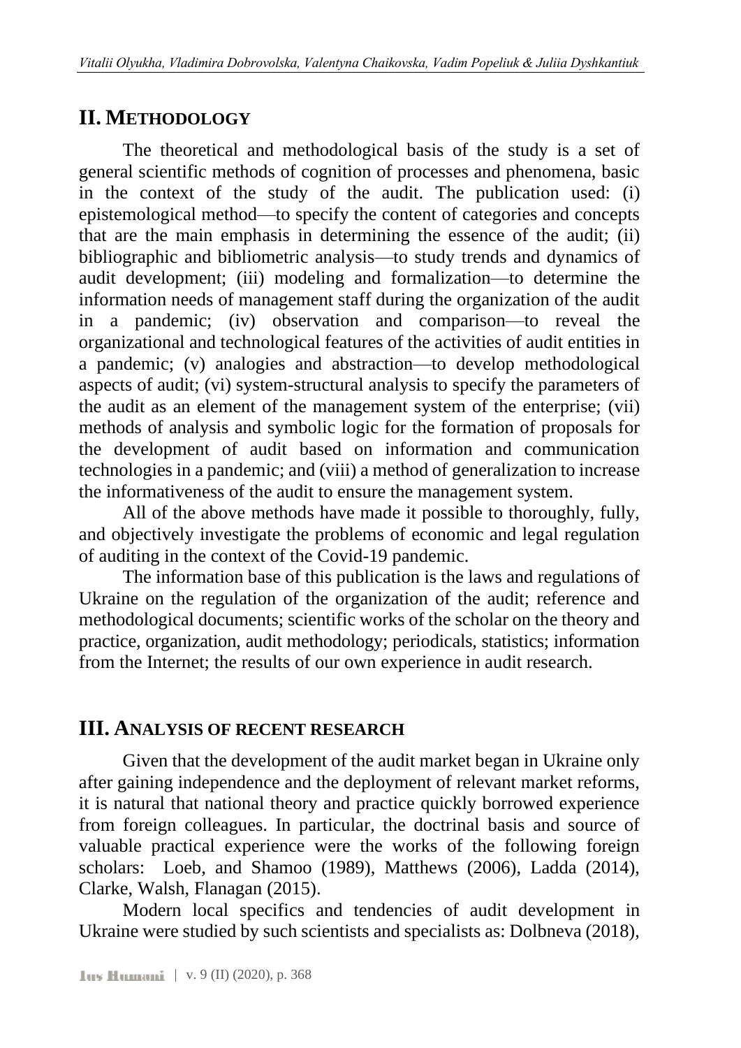## II. METHODOLOGY

The theoretical and methodological basis of the study is a set of general scientific methods of cognition of processes and phenomena, basic in the context of the study of the audit. The publication used: (i) epistemological method—to specify the content of categories and concepts that are the main emphasis in determining the essence of the audit; (ii) bibliographic and bibliometric analysis—to study trends and dynamics of audit development; (iii) modeling and formalization—to determine the information needs of management staff during the organization of the audit in a pandemic; (iv) observation and comparison—to reveal the organizational and technological features of the activities of audit entities in a pandemic; (v) analogies and abstraction—to develop methodological aspects of audit; (vi) system-structural analysis to specify the parameters of the audit as an element of the management system of the enterprise; (vii) methods of analysis and symbolic logic for the formation of proposals for the development of audit based on information and communication technologies in a pandemic; and (viii) a method of generalization to increase the informativeness of the audit to ensure the management system.

All of the above methods have made it possible to thoroughly, fully, and objectively investigate the problems of economic and legal regulation of auditing in the context of the Covid-19 pandemic.

The information base of this publication is the laws and regulations of Ukraine on the regulation of the organization of the audit; reference and methodological documents; scientific works of the scholar on the theory and practice, organization, audit methodology; periodicals, statistics; information from the Internet; the results of our own experience in audit research.

## III. ANALYSIS OF RECENT RESEARCH

Given that the development of the audit market began in Ukraine only after gaining independence and the deployment of relevant market reforms, it is natural that national theory and practice quickly borrowed experience from foreign colleagues. In particular, the doctrinal basis and source of valuable practical experience were the works of the following foreign scholars: Loeb, and Shamoo (1989), Matthews (2006), Ladda (2014), Clarke, Walsh, Flanagan (2015).

Modern local specifics and tendencies of audit development in Ukraine were studied by such scientists and specialists as: Dolbneva (2018),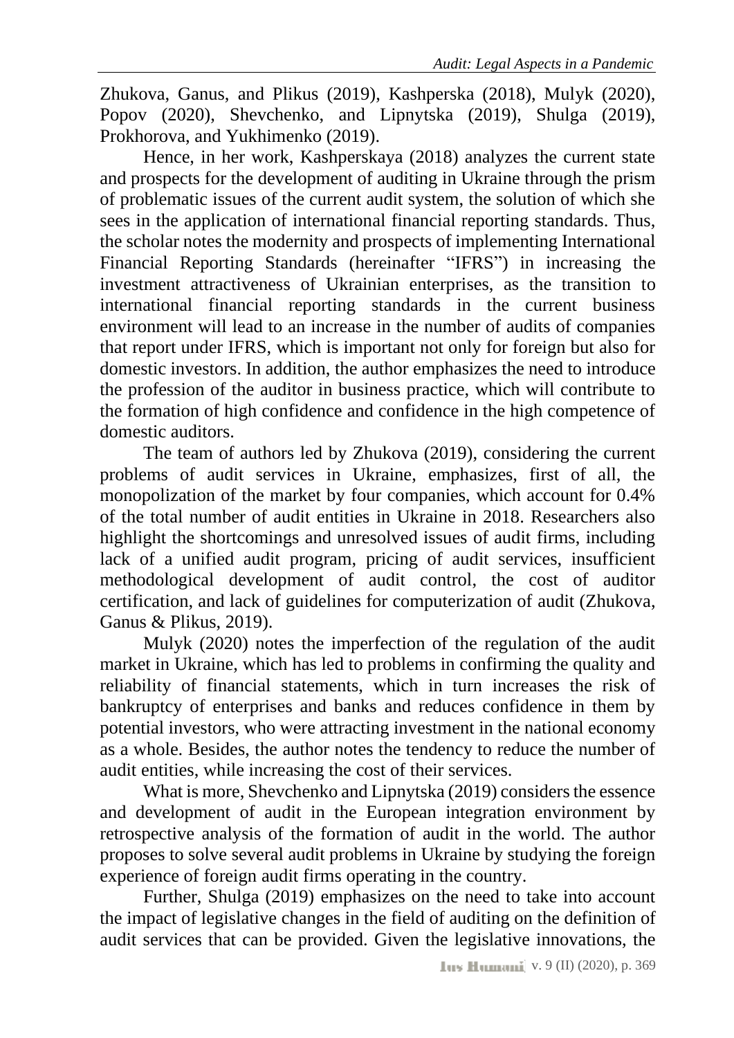Zhukova, Ganus, and Plikus (2019), Kashperska (2018), Mulyk (2020), Popov (2020), Shevchenko, and Lipnytska (2019), Shulga (2019), Prokhorova, and Yukhimenko (2019).

Hence, in her work, Kashperskaya (2018) analyzes the current state and prospects for the development of auditing in Ukraine through the prism of problematic issues of the current audit system, the solution of which she sees in the application of international financial reporting standards. Thus, the scholar notes the modernity and prospects of implementing International Financial Reporting Standards (hereinafter "IFRS") in increasing the investment attractiveness of Ukrainian enterprises, as the transition to international financial reporting standards in the current business environment will lead to an increase in the number of audits of companies that report under IFRS, which is important not only for foreign but also for domestic investors. In addition, the author emphasizes the need to introduce the profession of the auditor in business practice, which will contribute to the formation of high confidence and confidence in the high competence of domestic auditors.

The team of authors led by Zhukova (2019), considering the current problems of audit services in Ukraine, emphasizes, first of all, the monopolization of the market by four companies, which account for 0.4% of the total number of audit entities in Ukraine in 2018. Researchers also highlight the shortcomings and unresolved issues of audit firms, including lack of a unified audit program, pricing of audit services, insufficient methodological development of audit control, the cost of auditor certification, and lack of guidelines for computerization of audit (Zhukova, Ganus & Plikus, 2019).

Mulyk (2020) notes the imperfection of the regulation of the audit market in Ukraine, which has led to problems in confirming the quality and reliability of financial statements, which in turn increases the risk of bankruptcy of enterprises and banks and reduces confidence in them by potential investors, who were attracting investment in the national economy as a whole. Besides, the author notes the tendency to reduce the number of audit entities, while increasing the cost of their services.

What is more, Shevchenko and Lipnytska (2019) considers the essence and development of audit in the European integration environment by retrospective analysis of the formation of audit in the world. The author proposes to solve several audit problems in Ukraine by studying the foreign experience of foreign audit firms operating in the country.

Further, Shulga (2019) emphasizes on the need to take into account the impact of legislative changes in the field of auditing on the definition of audit services that can be provided. Given the legislative innovations, the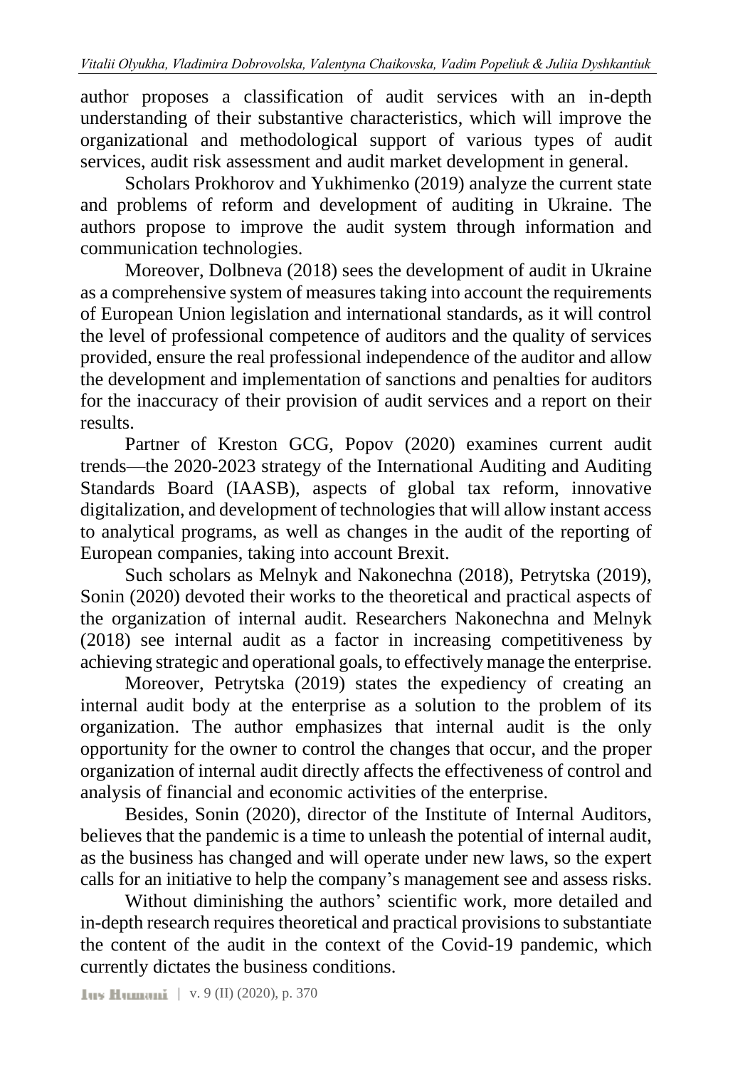author proposes a classification of audit services with an in-depth understanding of their substantive characteristics, which will improve the organizational and methodological support of various types of audit services, audit risk assessment and audit market development in general.

Scholars Prokhorov and Yukhimenko (2019) analyze the current state and problems of reform and development of auditing in Ukraine. The authors propose to improve the audit system through information and communication technologies.

Moreover, Dolbneva (2018) sees the development of audit in Ukraine as a comprehensive system of measures taking into account the requirements of European Union legislation and international standards, as it will control the level of professional competence of auditors and the quality of services provided, ensure the real professional independence of the auditor and allow the development and implementation of sanctions and penalties for auditors for the inaccuracy of their provision of audit services and a report on their results.

Partner of Kreston GCG, Popov (2020) examines current audit trends—the 2020-2023 strategy of the International Auditing and Auditing Standards Board (IAASB), aspects of global tax reform, innovative digitalization, and development of technologies that will allow instant access to analytical programs, as well as changes in the audit of the reporting of European companies, taking into account Brexit.

Such scholars as Melnyk and Nakonechna (2018), Petrytska (2019), Sonin (2020) devoted their works to the theoretical and practical aspects of the organization of internal audit. Researchers Nakonechna and Melnyk (2018) see internal audit as a factor in increasing competitiveness by achieving strategic and operational goals, to effectively manage the enterprise.

Moreover, Petrytska (2019) states the expediency of creating an internal audit body at the enterprise as a solution to the problem of its organization. The author emphasizes that internal audit is the only opportunity for the owner to control the changes that occur, and the proper organization of internal audit directly affects the effectiveness of control and analysis of financial and economic activities of the enterprise.

Besides, Sonin (2020), director of the Institute of Internal Auditors, believes that the pandemic is a time to unleash the potential of internal audit, as the business has changed and will operate under new laws, so the expert calls for an initiative to help the company's management see and assess risks.

Without diminishing the authors' scientific work, more detailed and in-depth research requires theoretical and practical provisions to substantiate the content of the audit in the context of the Covid-19 pandemic, which currently dictates the business conditions.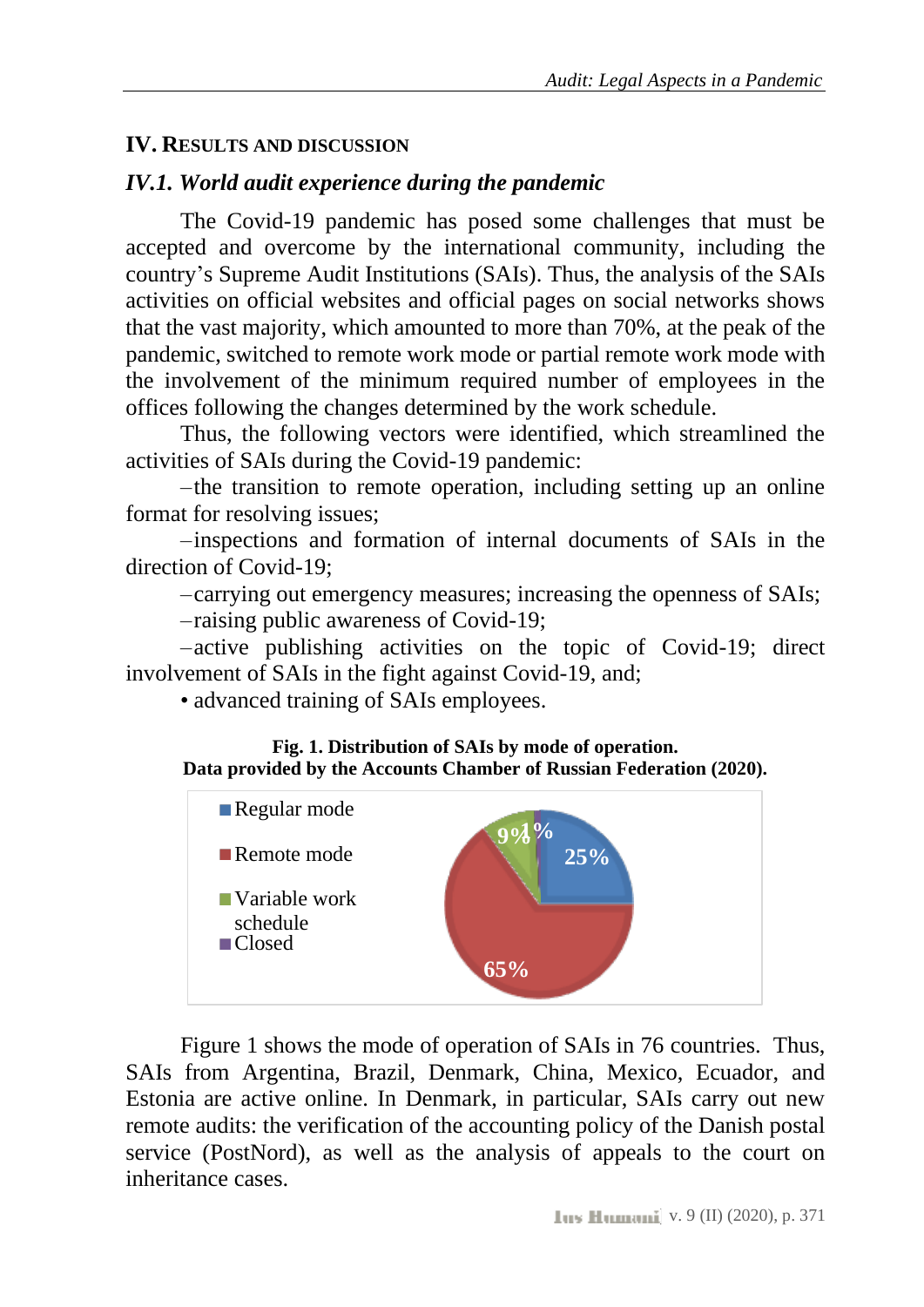## IV. RESULTS AND DISCUSSION

### *IV.1. World audit experience during the pandemic*

The Covid-19 pandemic has posed some challenges that must be accepted and overcome by the international community, including the country's Supreme Audit Institutions (SAIs). Thus, the analysis of the SAIs activities on official websites and official pages on social networks shows that the vast majority, which amounted to more than 70%, at the peak of the pandemic, switched to remote work mode or partial remote work mode with the involvement of the minimum required number of employees in the offices following the changes determined by the work schedule.

Thus, the following vectors were identified, which streamlined the activities of SAIs during the Covid-19 pandemic:

–the transition to remote operation, including setting up an online format for resolving issues;

–inspections and formation of internal documents of SAIs in the direction of Covid-19;

–carrying out emergency measures; increasing the openness of SAIs;

–raising public awareness of Covid-19;

–active publishing activities on the topic of Covid-19; direct involvement of SAIs in the fight against Covid-19, and;

• advanced training of SAIs employees.

**Fig. 1. Distribution of SAIs by mode of operation. Data provided by the Accounts Chamber of Russian Federation (2020).**

| Mode | Share |
|---|---|
| Regular mode | 25% |
| Remote mode | 65% |
| Variable work schedule | 9% |
| Closed | 1% |

Figure 1 shows the mode of operation of SAIs in 76 countries. Thus, SAIs from Argentina, Brazil, Denmark, China, Mexico, Ecuador, and Estonia are active online. In Denmark, in particular, SAIs carry out new remote audits: the verification of the accounting policy of the Danish postal service (PostNord), as well as the analysis of appeals to the court on inheritance cases.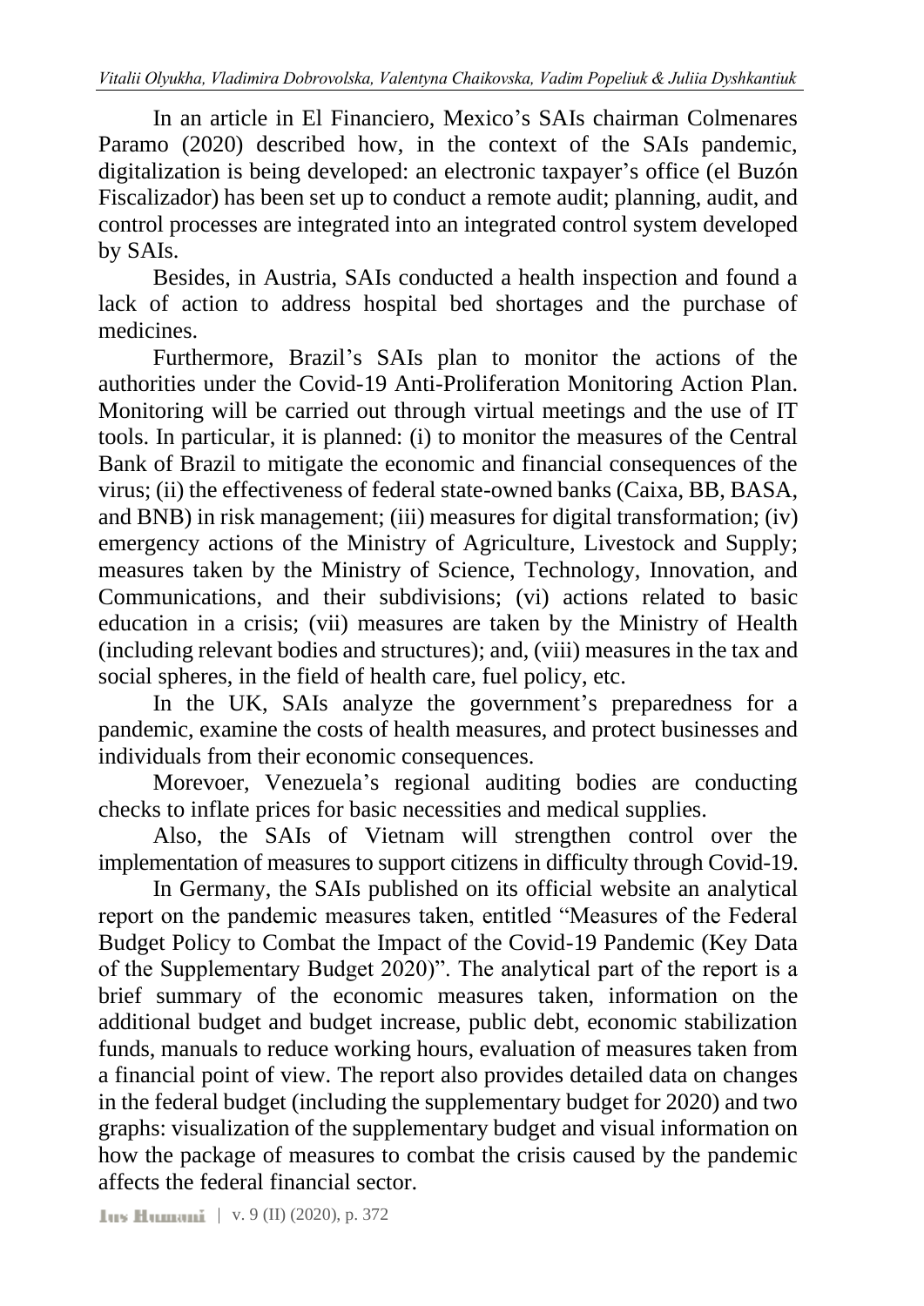In an article in El Financiero, Mexico's SAIs chairman Colmenares Paramo (2020) described how, in the context of the SAIs pandemic, digitalization is being developed: an electronic taxpayer's office (el Buzón Fiscalizador) has been set up to conduct a remote audit; planning, audit, and control processes are integrated into an integrated control system developed by SAIs.

Besides, in Austria, SAIs conducted a health inspection and found a lack of action to address hospital bed shortages and the purchase of medicines.

Furthermore, Brazil's SAIs plan to monitor the actions of the authorities under the Covid-19 Anti-Proliferation Monitoring Action Plan. Monitoring will be carried out through virtual meetings and the use of IT tools. In particular, it is planned: (i) to monitor the measures of the Central Bank of Brazil to mitigate the economic and financial consequences of the virus; (ii) the effectiveness of federal state-owned banks (Caixa, BB, BASA, and BNB) in risk management; (iii) measures for digital transformation; (iv) emergency actions of the Ministry of Agriculture, Livestock and Supply; measures taken by the Ministry of Science, Technology, Innovation, and Communications, and their subdivisions; (vi) actions related to basic education in a crisis; (vii) measures are taken by the Ministry of Health (including relevant bodies and structures); and, (viii) measures in the tax and social spheres, in the field of health care, fuel policy, etc.

In the UK, SAIs analyze the government's preparedness for a pandemic, examine the costs of health measures, and protect businesses and individuals from their economic consequences.

Morevoer, Venezuela's regional auditing bodies are conducting checks to inflate prices for basic necessities and medical supplies.

Also, the SAIs of Vietnam will strengthen control over the implementation of measures to support citizens in difficulty through Covid-19.

In Germany, the SAIs published on its official website an analytical report on the pandemic measures taken, entitled "Measures of the Federal Budget Policy to Combat the Impact of the Covid-19 Pandemic (Key Data of the Supplementary Budget 2020)". The analytical part of the report is a brief summary of the economic measures taken, information on the additional budget and budget increase, public debt, economic stabilization funds, manuals to reduce working hours, evaluation of measures taken from a financial point of view. The report also provides detailed data on changes in the federal budget (including the supplementary budget for 2020) and two graphs: visualization of the supplementary budget and visual information on how the package of measures to combat the crisis caused by the pandemic affects the federal financial sector.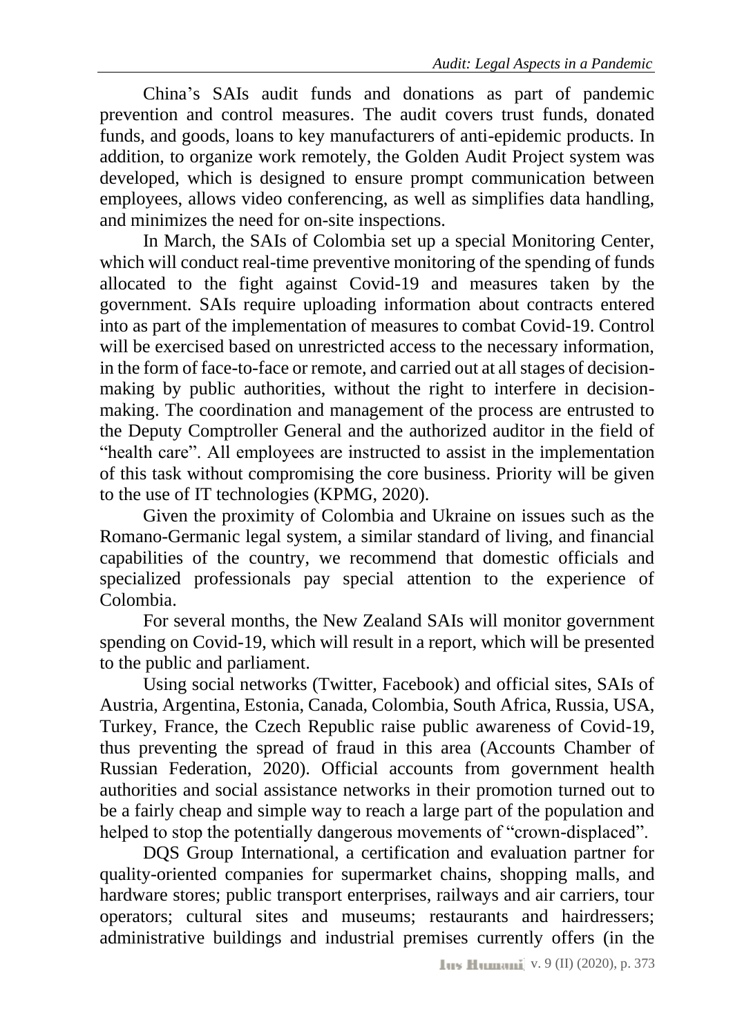China's SAIs audit funds and donations as part of pandemic prevention and control measures. The audit covers trust funds, donated funds, and goods, loans to key manufacturers of anti-epidemic products. In addition, to organize work remotely, the Golden Audit Project system was developed, which is designed to ensure prompt communication between employees, allows video conferencing, as well as simplifies data handling, and minimizes the need for on-site inspections.

In March, the SAIs of Colombia set up a special Monitoring Center, which will conduct real-time preventive monitoring of the spending of funds allocated to the fight against Covid-19 and measures taken by the government. SAIs require uploading information about contracts entered into as part of the implementation of measures to combat Covid-19. Control will be exercised based on unrestricted access to the necessary information, in the form of face-to-face or remote, and carried out at all stages of decision-making by public authorities, without the right to interfere in decision-making. The coordination and management of the process are entrusted to the Deputy Comptroller General and the authorized auditor in the field of "health care". All employees are instructed to assist in the implementation of this task without compromising the core business. Priority will be given to the use of IT technologies (KPMG, 2020).

Given the proximity of Colombia and Ukraine on issues such as the Romano-Germanic legal system, a similar standard of living, and financial capabilities of the country, we recommend that domestic officials and specialized professionals pay special attention to the experience of Colombia.

For several months, the New Zealand SAIs will monitor government spending on Covid-19, which will result in a report, which will be presented to the public and parliament.

Using social networks (Twitter, Facebook) and official sites, SAIs of Austria, Argentina, Estonia, Canada, Colombia, South Africa, Russia, USA, Turkey, France, the Czech Republic raise public awareness of Covid-19, thus preventing the spread of fraud in this area (Accounts Chamber of Russian Federation, 2020). Official accounts from government health authorities and social assistance networks in their promotion turned out to be a fairly cheap and simple way to reach a large part of the population and helped to stop the potentially dangerous movements of "crown-displaced".

DQS Group International, a certification and evaluation partner for quality-oriented companies for supermarket chains, shopping malls, and hardware stores; public transport enterprises, railways and air carriers, tour operators; cultural sites and museums; restaurants and hairdressers; administrative buildings and industrial premises currently offers (in the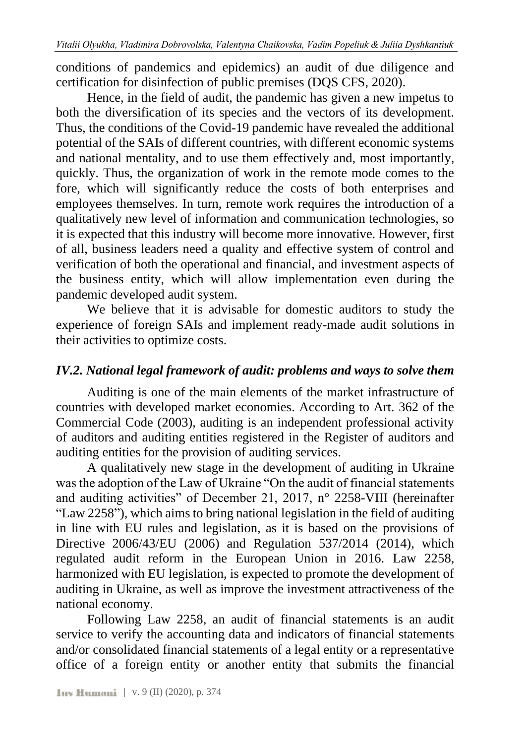conditions of pandemics and epidemics) an audit of due diligence and certification for disinfection of public premises (DQS CFS, 2020).

Hence, in the field of audit, the pandemic has given a new impetus to both the diversification of its species and the vectors of its development. Thus, the conditions of the Covid-19 pandemic have revealed the additional potential of the SAIs of different countries, with different economic systems and national mentality, and to use them effectively and, most importantly, quickly. Thus, the organization of work in the remote mode comes to the fore, which will significantly reduce the costs of both enterprises and employees themselves. In turn, remote work requires the introduction of a qualitatively new level of information and communication technologies, so it is expected that this industry will become more innovative. However, first of all, business leaders need a quality and effective system of control and verification of both the operational and financial, and investment aspects of the business entity, which will allow implementation even during the pandemic developed audit system.

We believe that it is advisable for domestic auditors to study the experience of foreign SAIs and implement ready-made audit solutions in their activities to optimize costs.

### *IV.2. National legal framework of audit: problems and ways to solve them*

Auditing is one of the main elements of the market infrastructure of countries with developed market economies. According to Art. 362 of the Commercial Code (2003), auditing is an independent professional activity of auditors and auditing entities registered in the Register of auditors and auditing entities for the provision of auditing services.

A qualitatively new stage in the development of auditing in Ukraine was the adoption of the Law of Ukraine "On the audit of financial statements and auditing activities" of December 21, 2017, n° 2258-VIII (hereinafter "Law 2258"), which aims to bring national legislation in the field of auditing in line with EU rules and legislation, as it is based on the provisions of Directive 2006/43/EU (2006) and Regulation 537/2014 (2014), which regulated audit reform in the European Union in 2016. Law 2258, harmonized with EU legislation, is expected to promote the development of auditing in Ukraine, as well as improve the investment attractiveness of the national economy.

Following Law 2258, an audit of financial statements is an audit service to verify the accounting data and indicators of financial statements and/or consolidated financial statements of a legal entity or a representative office of a foreign entity or another entity that submits the financial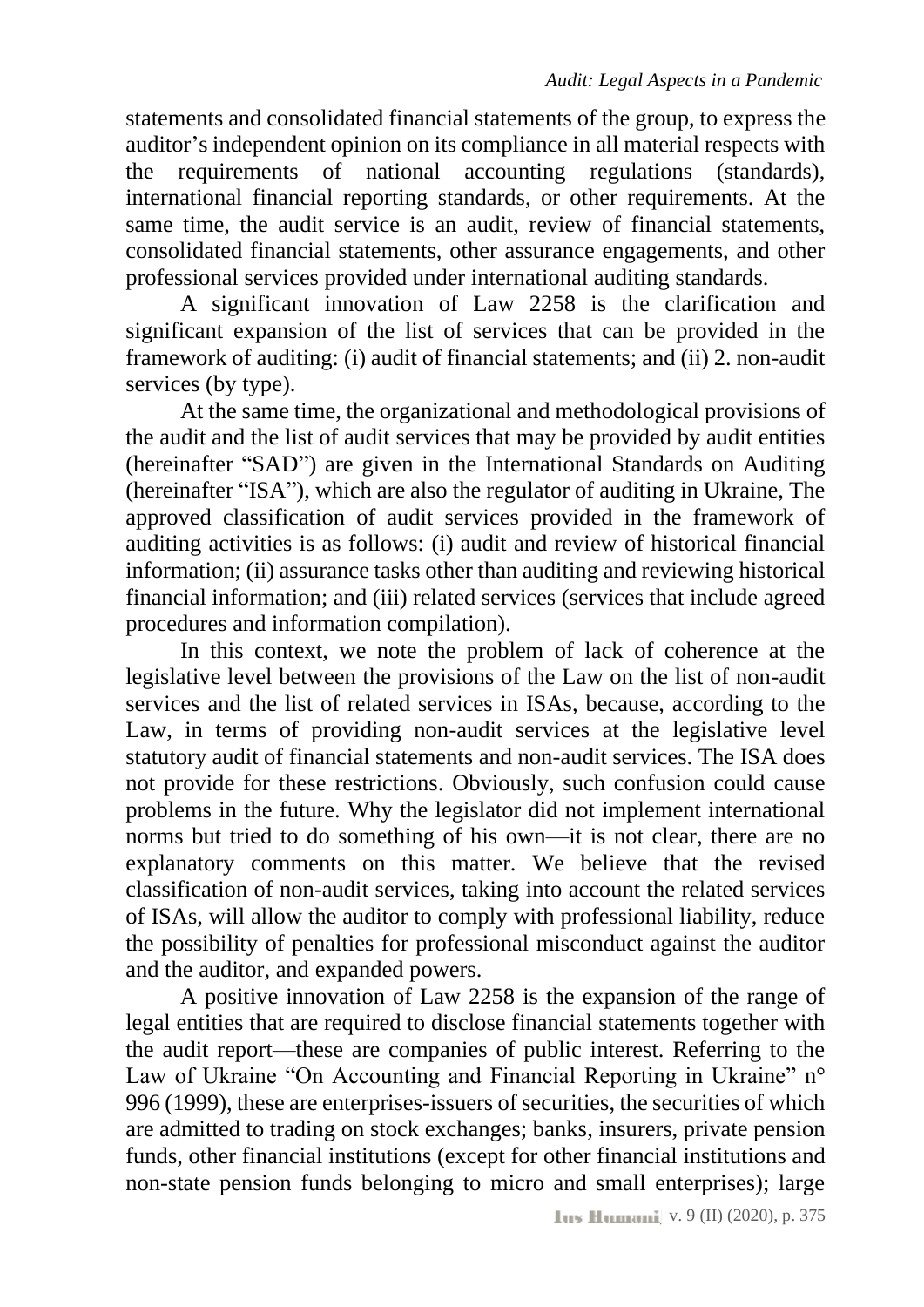statements and consolidated financial statements of the group, to express the auditor's independent opinion on its compliance in all material respects with the requirements of national accounting regulations (standards), international financial reporting standards, or other requirements. At the same time, the audit service is an audit, review of financial statements, consolidated financial statements, other assurance engagements, and other professional services provided under international auditing standards.

A significant innovation of Law 2258 is the clarification and significant expansion of the list of services that can be provided in the framework of auditing: (i) audit of financial statements; and (ii) 2. non-audit services (by type).

At the same time, the organizational and methodological provisions of the audit and the list of audit services that may be provided by audit entities (hereinafter "SAD") are given in the International Standards on Auditing (hereinafter "ISA"), which are also the regulator of auditing in Ukraine, The approved classification of audit services provided in the framework of auditing activities is as follows: (i) audit and review of historical financial information; (ii) assurance tasks other than auditing and reviewing historical financial information; and (iii) related services (services that include agreed procedures and information compilation).

In this context, we note the problem of lack of coherence at the legislative level between the provisions of the Law on the list of non-audit services and the list of related services in ISAs, because, according to the Law, in terms of providing non-audit services at the legislative level statutory audit of financial statements and non-audit services. The ISA does not provide for these restrictions. Obviously, such confusion could cause problems in the future. Why the legislator did not implement international norms but tried to do something of his own—it is not clear, there are no explanatory comments on this matter. We believe that the revised classification of non-audit services, taking into account the related services of ISAs, will allow the auditor to comply with professional liability, reduce the possibility of penalties for professional misconduct against the auditor and the auditor, and expanded powers.

A positive innovation of Law 2258 is the expansion of the range of legal entities that are required to disclose financial statements together with the audit report—these are companies of public interest. Referring to the Law of Ukraine "On Accounting and Financial Reporting in Ukraine" n° 996 (1999), these are enterprises-issuers of securities, the securities of which are admitted to trading on stock exchanges; banks, insurers, private pension funds, other financial institutions (except for other financial institutions and non-state pension funds belonging to micro and small enterprises); large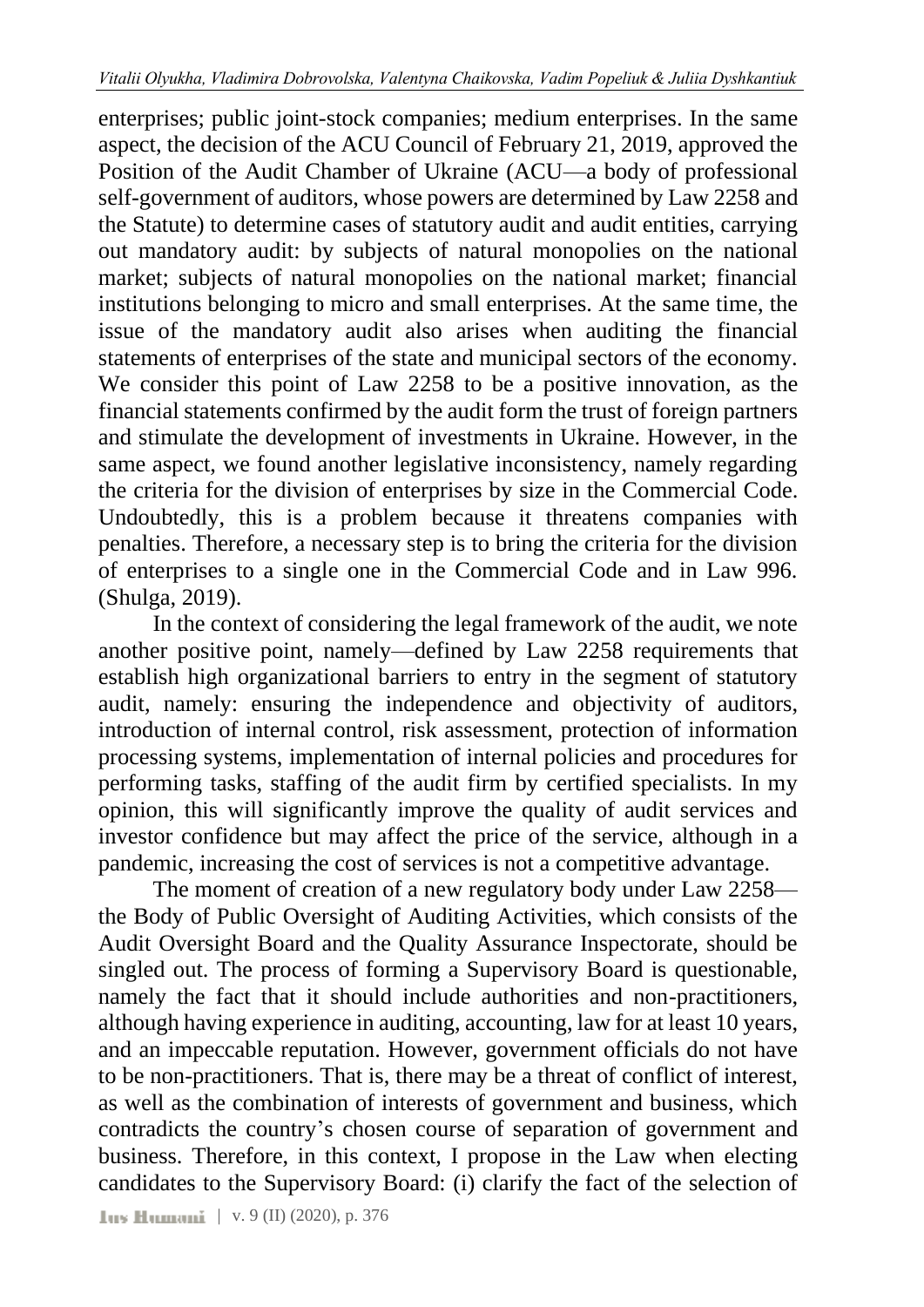enterprises; public joint-stock companies; medium enterprises. In the same aspect, the decision of the ACU Council of February 21, 2019, approved the Position of the Audit Chamber of Ukraine (ACU—a body of professional self-government of auditors, whose powers are determined by Law 2258 and the Statute) to determine cases of statutory audit and audit entities, carrying out mandatory audit: by subjects of natural monopolies on the national market; subjects of natural monopolies on the national market; financial institutions belonging to micro and small enterprises. At the same time, the issue of the mandatory audit also arises when auditing the financial statements of enterprises of the state and municipal sectors of the economy. We consider this point of Law 2258 to be a positive innovation, as the financial statements confirmed by the audit form the trust of foreign partners and stimulate the development of investments in Ukraine. However, in the same aspect, we found another legislative inconsistency, namely regarding the criteria for the division of enterprises by size in the Commercial Code. Undoubtedly, this is a problem because it threatens companies with penalties. Therefore, a necessary step is to bring the criteria for the division of enterprises to a single one in the Commercial Code and in Law 996. (Shulga, 2019).

In the context of considering the legal framework of the audit, we note another positive point, namely—defined by Law 2258 requirements that establish high organizational barriers to entry in the segment of statutory audit, namely: ensuring the independence and objectivity of auditors, introduction of internal control, risk assessment, protection of information processing systems, implementation of internal policies and procedures for performing tasks, staffing of the audit firm by certified specialists. In my opinion, this will significantly improve the quality of audit services and investor confidence but may affect the price of the service, although in a pandemic, increasing the cost of services is not a competitive advantage.

The moment of creation of a new regulatory body under Law 2258—the Body of Public Oversight of Auditing Activities, which consists of the Audit Oversight Board and the Quality Assurance Inspectorate, should be singled out. The process of forming a Supervisory Board is questionable, namely the fact that it should include authorities and non-practitioners, although having experience in auditing, accounting, law for at least 10 years, and an impeccable reputation. However, government officials do not have to be non-practitioners. That is, there may be a threat of conflict of interest, as well as the combination of interests of government and business, which contradicts the country's chosen course of separation of government and business. Therefore, in this context, I propose in the Law when electing candidates to the Supervisory Board: (i) clarify the fact of the selection of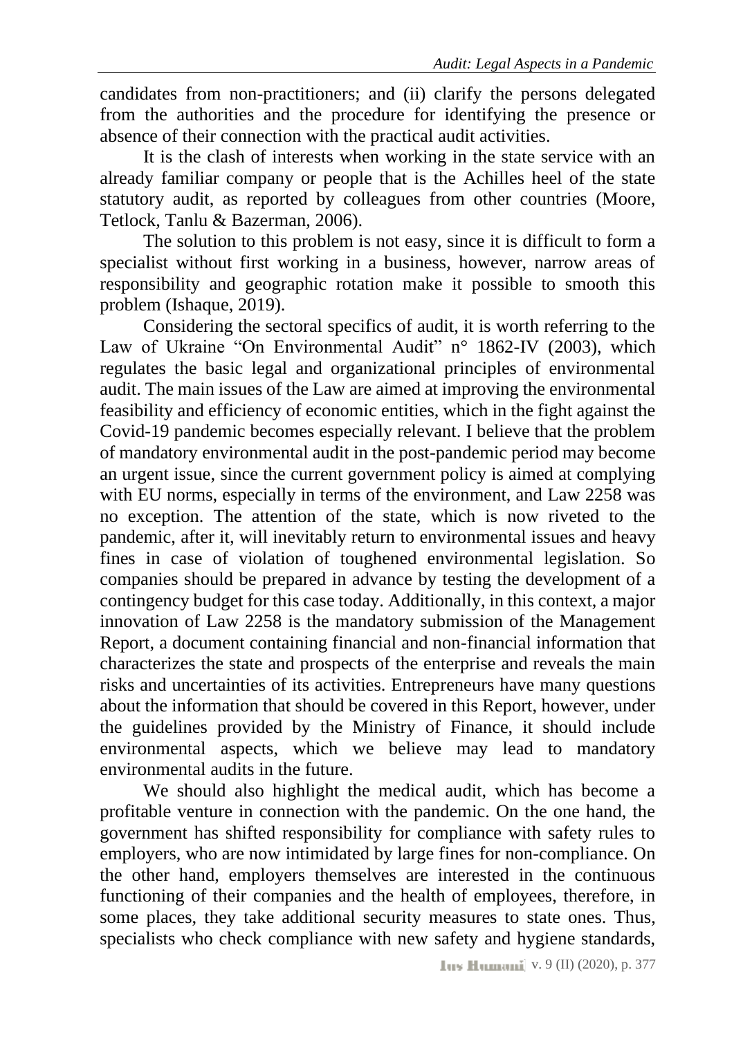candidates from non-practitioners; and (ii) clarify the persons delegated from the authorities and the procedure for identifying the presence or absence of their connection with the practical audit activities.

It is the clash of interests when working in the state service with an already familiar company or people that is the Achilles heel of the state statutory audit, as reported by colleagues from other countries (Moore, Tetlock, Tanlu & Bazerman, 2006).

The solution to this problem is not easy, since it is difficult to form a specialist without first working in a business, however, narrow areas of responsibility and geographic rotation make it possible to smooth this problem (Ishaque, 2019).

Considering the sectoral specifics of audit, it is worth referring to the Law of Ukraine "On Environmental Audit" n° 1862-IV (2003), which regulates the basic legal and organizational principles of environmental audit. The main issues of the Law are aimed at improving the environmental feasibility and efficiency of economic entities, which in the fight against the Covid-19 pandemic becomes especially relevant. I believe that the problem of mandatory environmental audit in the post-pandemic period may become an urgent issue, since the current government policy is aimed at complying with EU norms, especially in terms of the environment, and Law 2258 was no exception. The attention of the state, which is now riveted to the pandemic, after it, will inevitably return to environmental issues and heavy fines in case of violation of toughened environmental legislation. So companies should be prepared in advance by testing the development of a contingency budget for this case today. Additionally, in this context, a major innovation of Law 2258 is the mandatory submission of the Management Report, a document containing financial and non-financial information that characterizes the state and prospects of the enterprise and reveals the main risks and uncertainties of its activities. Entrepreneurs have many questions about the information that should be covered in this Report, however, under the guidelines provided by the Ministry of Finance, it should include environmental aspects, which we believe may lead to mandatory environmental audits in the future.

We should also highlight the medical audit, which has become a profitable venture in connection with the pandemic. On the one hand, the government has shifted responsibility for compliance with safety rules to employers, who are now intimidated by large fines for non-compliance. On the other hand, employers themselves are interested in the continuous functioning of their companies and the health of employees, therefore, in some places, they take additional security measures to state ones. Thus, specialists who check compliance with new safety and hygiene standards,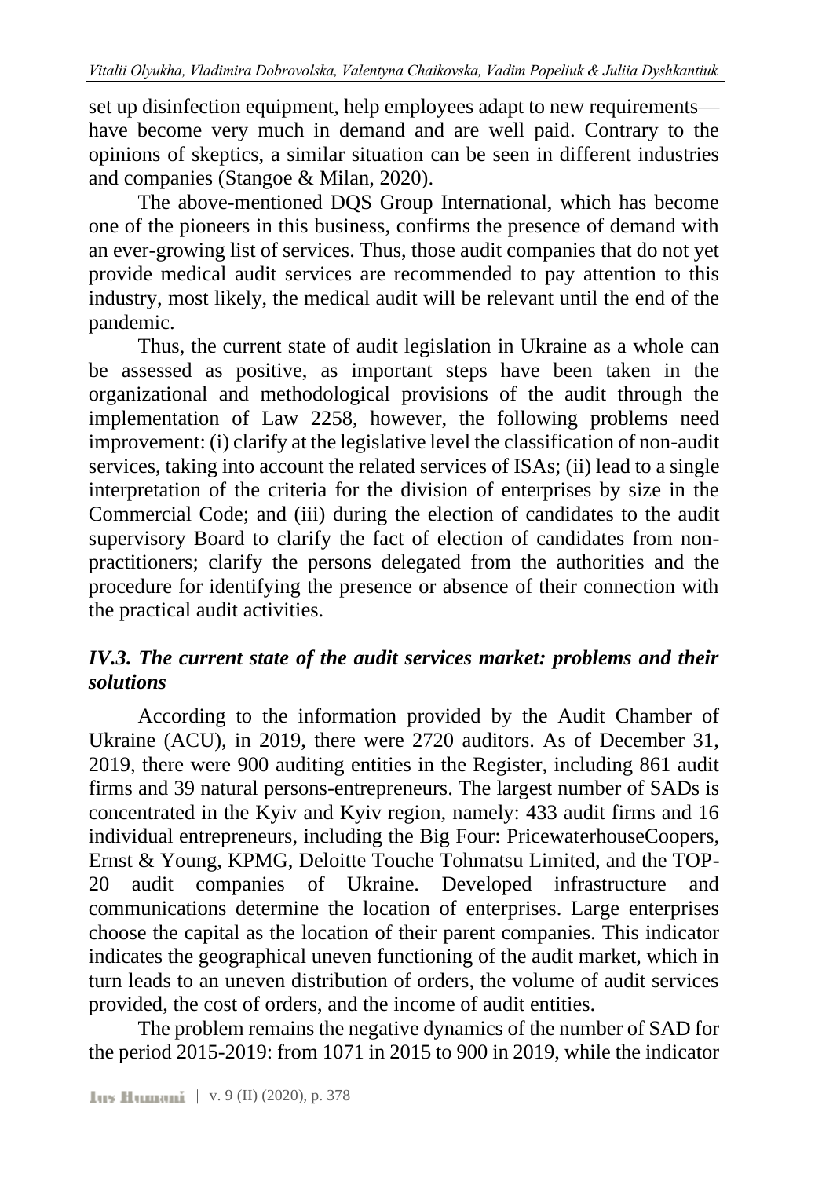set up disinfection equipment, help employees adapt to new requirements—have become very much in demand and are well paid. Contrary to the opinions of skeptics, a similar situation can be seen in different industries and companies (Stangoe & Milan, 2020).

The above-mentioned DQS Group International, which has become one of the pioneers in this business, confirms the presence of demand with an ever-growing list of services. Thus, those audit companies that do not yet provide medical audit services are recommended to pay attention to this industry, most likely, the medical audit will be relevant until the end of the pandemic.

Thus, the current state of audit legislation in Ukraine as a whole can be assessed as positive, as important steps have been taken in the organizational and methodological provisions of the audit through the implementation of Law 2258, however, the following problems need improvement: (i) clarify at the legislative level the classification of non-audit services, taking into account the related services of ISAs; (ii) lead to a single interpretation of the criteria for the division of enterprises by size in the Commercial Code; and (iii) during the election of candidates to the audit supervisory Board to clarify the fact of election of candidates from non-practitioners; clarify the persons delegated from the authorities and the procedure for identifying the presence or absence of their connection with the practical audit activities.

### *IV.3. The current state of the audit services market: problems and their solutions*

According to the information provided by the Audit Chamber of Ukraine (ACU), in 2019, there were 2720 auditors. As of December 31, 2019, there were 900 auditing entities in the Register, including 861 audit firms and 39 natural persons-entrepreneurs. The largest number of SADs is concentrated in the Kyiv and Kyiv region, namely: 433 audit firms and 16 individual entrepreneurs, including the Big Four: PricewaterhouseCoopers, Ernst & Young, KPMG, Deloitte Touche Tohmatsu Limited, and the TOP-20 audit companies of Ukraine. Developed infrastructure and communications determine the location of enterprises. Large enterprises choose the capital as the location of their parent companies. This indicator indicates the geographical uneven functioning of the audit market, which in turn leads to an uneven distribution of orders, the volume of audit services provided, the cost of orders, and the income of audit entities.

The problem remains the negative dynamics of the number of SAD for the period 2015-2019: from 1071 in 2015 to 900 in 2019, while the indicator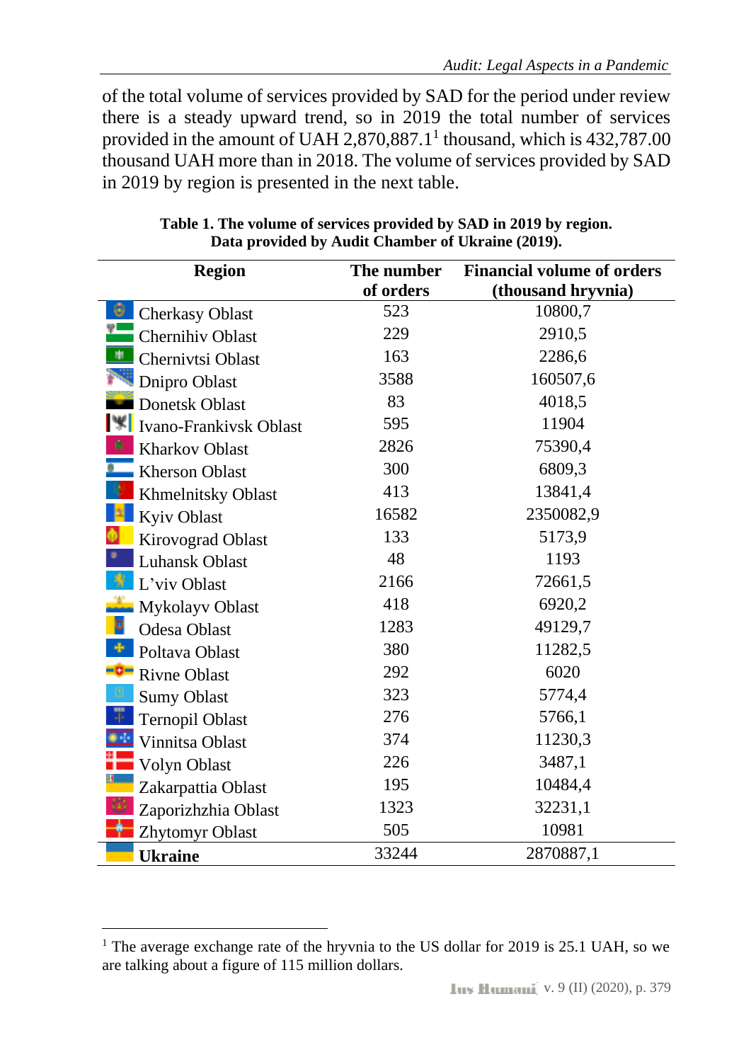of the total volume of services provided by SAD for the period under review there is a steady upward trend, so in 2019 the total number of services provided in the amount of UAH 2,870,887.1[1] thousand, which is 432,787.00 thousand UAH more than in 2018. The volume of services provided by SAD in 2019 by region is presented in the next table.

**Table 1. The volume of services provided by SAD in 2019 by region. Data provided by Audit Chamber of Ukraine (2019).**

| Region | The number of orders | Financial volume of orders (thousand hryvnia) |
|---|---|---|
| Cherkasy Oblast | 523 | 10800,7 |
| Chernihiv Oblast | 229 | 2910,5 |
| Chernivtsi Oblast | 163 | 2286,6 |
| Dnipro Oblast | 3588 | 160507,6 |
| Donetsk Oblast | 83 | 4018,5 |
| Ivano-Frankivsk Oblast | 595 | 11904 |
| Kharkov Oblast | 2826 | 75390,4 |
| Kherson Oblast | 300 | 6809,3 |
| Khmelnitsky Oblast | 413 | 13841,4 |
| Kyiv Oblast | 16582 | 2350082,9 |
| Kirovograd Oblast | 133 | 5173,9 |
| Luhansk Oblast | 48 | 1193 |
| L'viv Oblast | 2166 | 72661,5 |
| Mykolayv Oblast | 418 | 6920,2 |
| Odesa Oblast | 1283 | 49129,7 |
| Poltava Oblast | 380 | 11282,5 |
| Rivne Oblast | 292 | 6020 |
| Sumy Oblast | 323 | 5774,4 |
| Ternopil Oblast | 276 | 5766,1 |
| Vinnitsa Oblast | 374 | 11230,3 |
| Volyn Oblast | 226 | 3487,1 |
| Zakarpattia Oblast | 195 | 10484,4 |
| Zaporizhzhia Oblast | 1323 | 32231,1 |
| Zhytomyr Oblast | 505 | 10981 |
| **Ukraine** | 33244 | 2870887,1 |

[1] The average exchange rate of the hryvnia to the US dollar for 2019 is 25.1 UAH, so we are talking about a figure of 115 million dollars.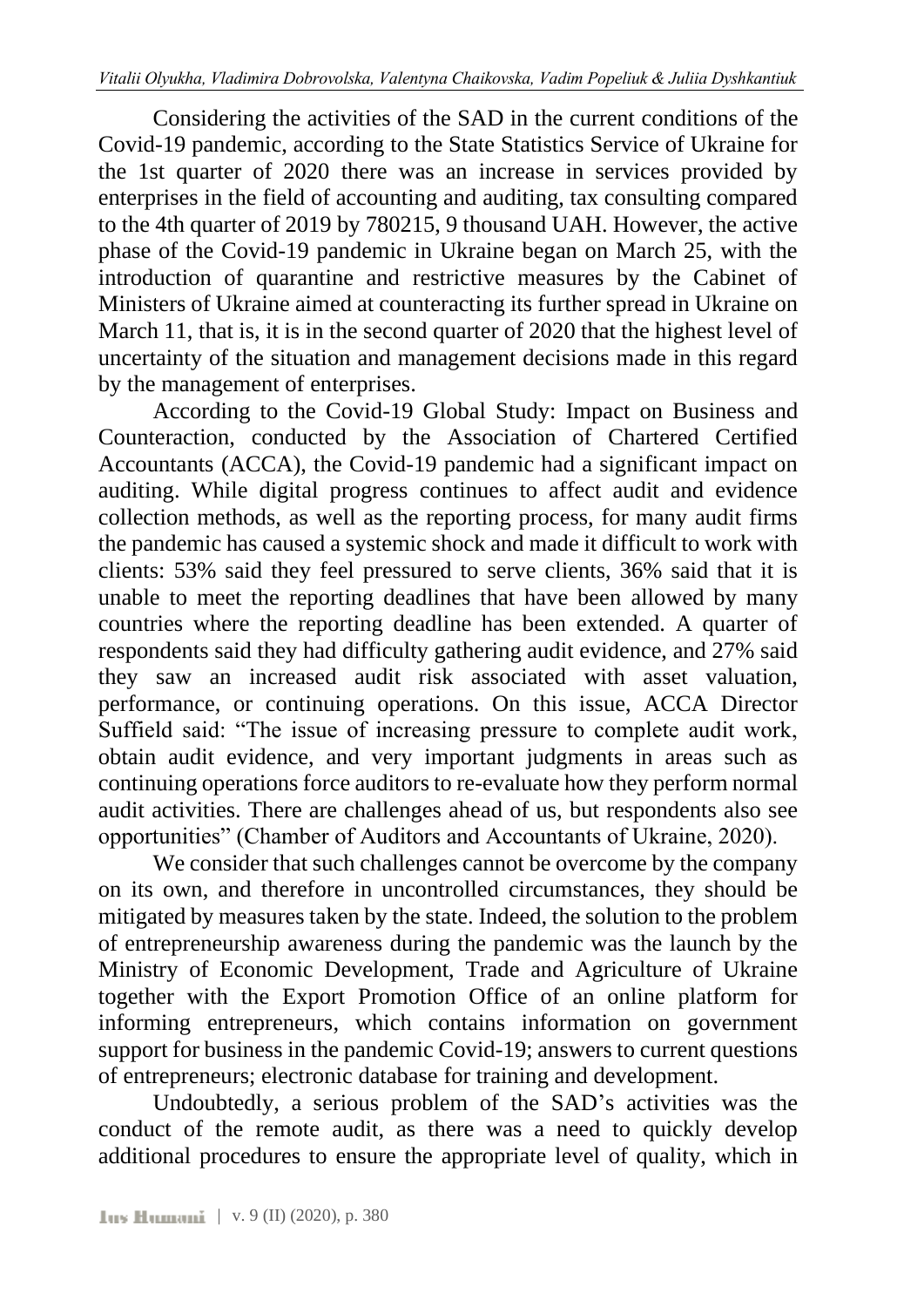Considering the activities of the SAD in the current conditions of the Covid-19 pandemic, according to the State Statistics Service of Ukraine for the 1st quarter of 2020 there was an increase in services provided by enterprises in the field of accounting and auditing, tax consulting compared to the 4th quarter of 2019 by 780215, 9 thousand UAH. However, the active phase of the Covid-19 pandemic in Ukraine began on March 25, with the introduction of quarantine and restrictive measures by the Cabinet of Ministers of Ukraine aimed at counteracting its further spread in Ukraine on March 11, that is, it is in the second quarter of 2020 that the highest level of uncertainty of the situation and management decisions made in this regard by the management of enterprises.

According to the Covid-19 Global Study: Impact on Business and Counteraction, conducted by the Association of Chartered Certified Accountants (ACCA), the Covid-19 pandemic had a significant impact on auditing. While digital progress continues to affect audit and evidence collection methods, as well as the reporting process, for many audit firms the pandemic has caused a systemic shock and made it difficult to work with clients: 53% said they feel pressured to serve clients, 36% said that it is unable to meet the reporting deadlines that have been allowed by many countries where the reporting deadline has been extended. A quarter of respondents said they had difficulty gathering audit evidence, and 27% said they saw an increased audit risk associated with asset valuation, performance, or continuing operations. On this issue, ACCA Director Suffield said: "The issue of increasing pressure to complete audit work, obtain audit evidence, and very important judgments in areas such as continuing operations force auditors to re-evaluate how they perform normal audit activities. There are challenges ahead of us, but respondents also see opportunities" (Chamber of Auditors and Accountants of Ukraine, 2020).

We consider that such challenges cannot be overcome by the company on its own, and therefore in uncontrolled circumstances, they should be mitigated by measures taken by the state. Indeed, the solution to the problem of entrepreneurship awareness during the pandemic was the launch by the Ministry of Economic Development, Trade and Agriculture of Ukraine together with the Export Promotion Office of an online platform for informing entrepreneurs, which contains information on government support for business in the pandemic Covid-19; answers to current questions of entrepreneurs; electronic database for training and development.

Undoubtedly, a serious problem of the SAD's activities was the conduct of the remote audit, as there was a need to quickly develop additional procedures to ensure the appropriate level of quality, which in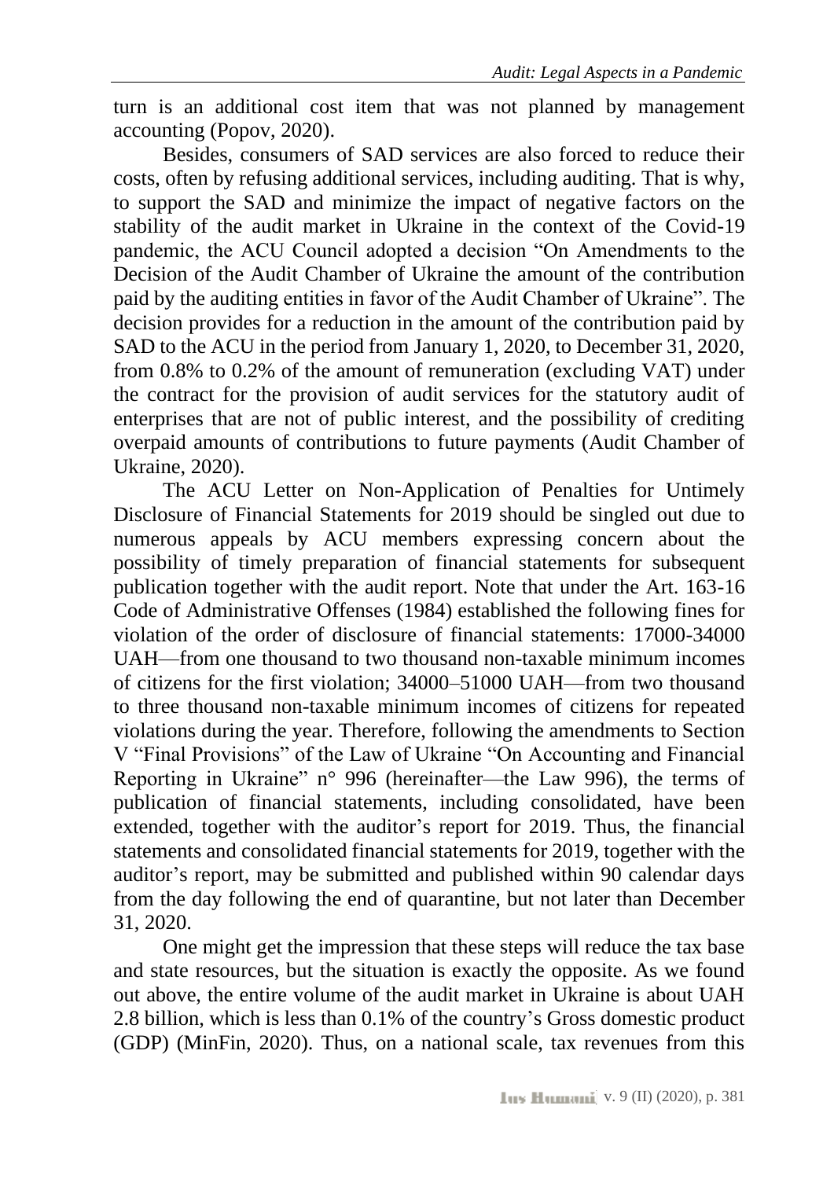turn is an additional cost item that was not planned by management accounting (Popov, 2020).

Besides, consumers of SAD services are also forced to reduce their costs, often by refusing additional services, including auditing. That is why, to support the SAD and minimize the impact of negative factors on the stability of the audit market in Ukraine in the context of the Covid-19 pandemic, the ACU Council adopted a decision "On Amendments to the Decision of the Audit Chamber of Ukraine the amount of the contribution paid by the auditing entities in favor of the Audit Chamber of Ukraine". The decision provides for a reduction in the amount of the contribution paid by SAD to the ACU in the period from January 1, 2020, to December 31, 2020, from 0.8% to 0.2% of the amount of remuneration (excluding VAT) under the contract for the provision of audit services for the statutory audit of enterprises that are not of public interest, and the possibility of crediting overpaid amounts of contributions to future payments (Audit Chamber of Ukraine, 2020).

The ACU Letter on Non-Application of Penalties for Untimely Disclosure of Financial Statements for 2019 should be singled out due to numerous appeals by ACU members expressing concern about the possibility of timely preparation of financial statements for subsequent publication together with the audit report. Note that under the Art. 163-16 Code of Administrative Offenses (1984) established the following fines for violation of the order of disclosure of financial statements: 17000-34000 UAH—from one thousand to two thousand non-taxable minimum incomes of citizens for the first violation; 34000–51000 UAH—from two thousand to three thousand non-taxable minimum incomes of citizens for repeated violations during the year. Therefore, following the amendments to Section V "Final Provisions" of the Law of Ukraine "On Accounting and Financial Reporting in Ukraine" n° 996 (hereinafter—the Law 996), the terms of publication of financial statements, including consolidated, have been extended, together with the auditor's report for 2019. Thus, the financial statements and consolidated financial statements for 2019, together with the auditor's report, may be submitted and published within 90 calendar days from the day following the end of quarantine, but not later than December 31, 2020.

One might get the impression that these steps will reduce the tax base and state resources, but the situation is exactly the opposite. As we found out above, the entire volume of the audit market in Ukraine is about UAH 2.8 billion, which is less than 0.1% of the country's Gross domestic product (GDP) (MinFin, 2020). Thus, on a national scale, tax revenues from this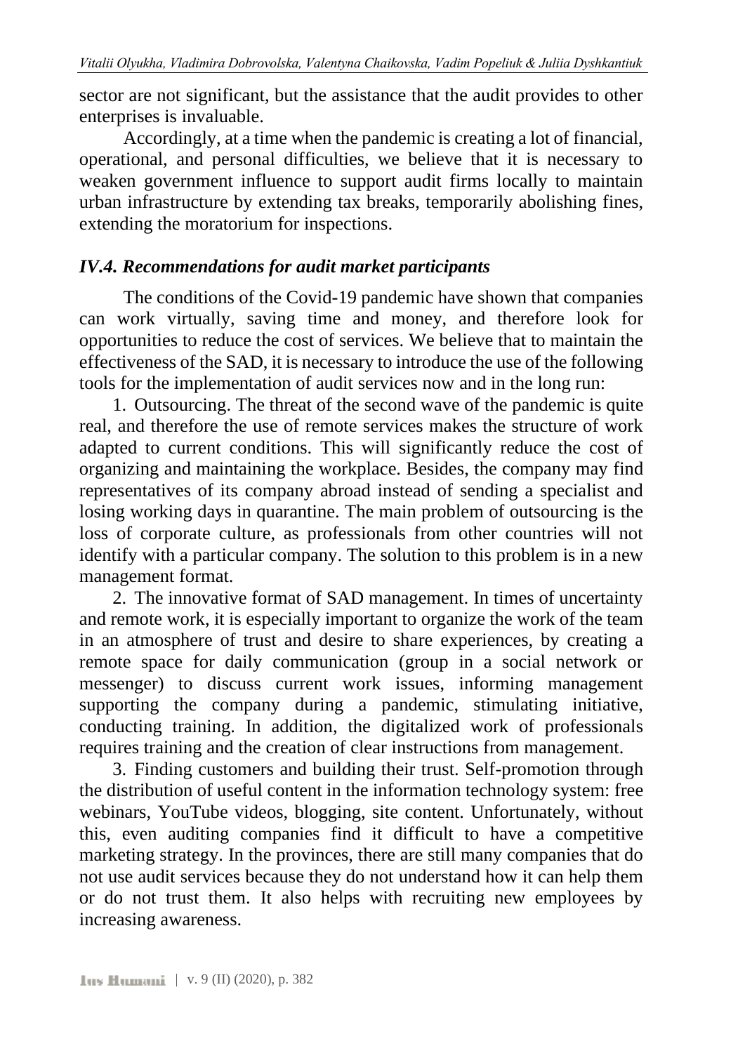sector are not significant, but the assistance that the audit provides to other enterprises is invaluable.

Accordingly, at a time when the pandemic is creating a lot of financial, operational, and personal difficulties, we believe that it is necessary to weaken government influence to support audit firms locally to maintain urban infrastructure by extending tax breaks, temporarily abolishing fines, extending the moratorium for inspections.

### *IV.4. Recommendations for audit market participants*

The conditions of the Covid-19 pandemic have shown that companies can work virtually, saving time and money, and therefore look for opportunities to reduce the cost of services. We believe that to maintain the effectiveness of the SAD, it is necessary to introduce the use of the following tools for the implementation of audit services now and in the long run:

1. Outsourcing. The threat of the second wave of the pandemic is quite real, and therefore the use of remote services makes the structure of work adapted to current conditions. This will significantly reduce the cost of organizing and maintaining the workplace. Besides, the company may find representatives of its company abroad instead of sending a specialist and losing working days in quarantine. The main problem of outsourcing is the loss of corporate culture, as professionals from other countries will not identify with a particular company. The solution to this problem is in a new management format.
2. The innovative format of SAD management. In times of uncertainty and remote work, it is especially important to organize the work of the team in an atmosphere of trust and desire to share experiences, by creating a remote space for daily communication (group in a social network or messenger) to discuss current work issues, informing management supporting the company during a pandemic, stimulating initiative, conducting training. In addition, the digitalized work of professionals requires training and the creation of clear instructions from management.
3. Finding customers and building their trust. Self-promotion through the distribution of useful content in the information technology system: free webinars, YouTube videos, blogging, site content. Unfortunately, without this, even auditing companies find it difficult to have a competitive marketing strategy. In the provinces, there are still many companies that do not use audit services because they do not understand how it can help them or do not trust them. It also helps with recruiting new employees by increasing awareness.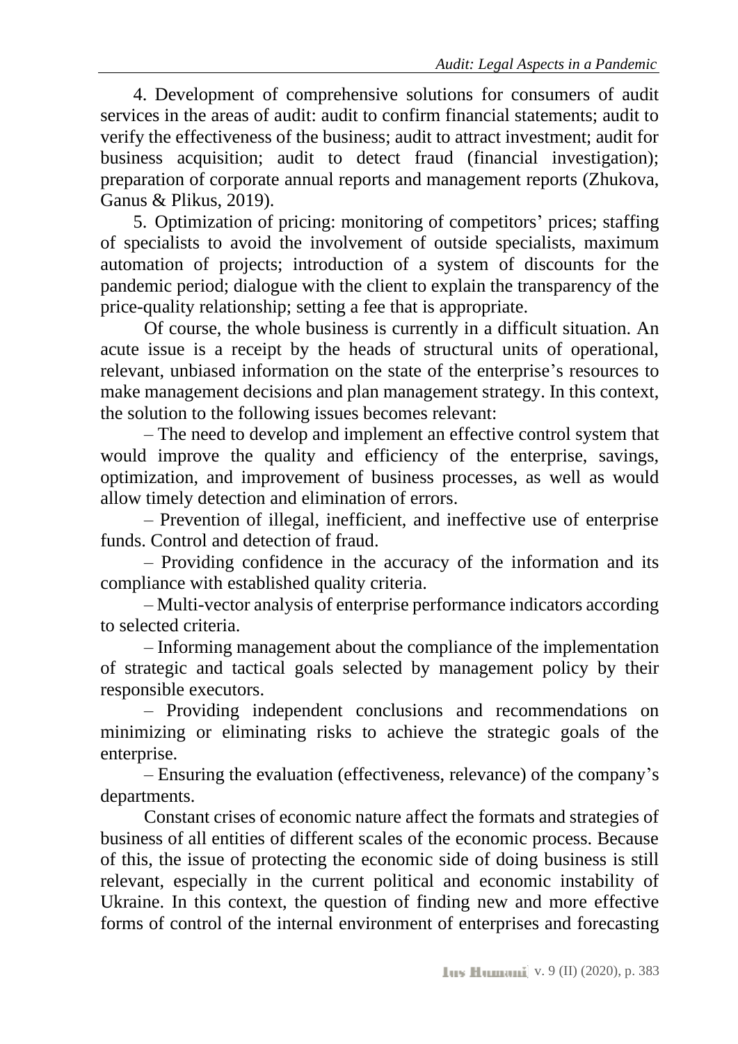4. Development of comprehensive solutions for consumers of audit services in the areas of audit: audit to confirm financial statements; audit to verify the effectiveness of the business; audit to attract investment; audit for business acquisition; audit to detect fraud (financial investigation); preparation of corporate annual reports and management reports (Zhukova, Ganus & Plikus, 2019).

5. Optimization of pricing: monitoring of competitors' prices; staffing of specialists to avoid the involvement of outside specialists, maximum automation of projects; introduction of a system of discounts for the pandemic period; dialogue with the client to explain the transparency of the price-quality relationship; setting a fee that is appropriate.

Of course, the whole business is currently in a difficult situation. An acute issue is a receipt by the heads of structural units of operational, relevant, unbiased information on the state of the enterprise's resources to make management decisions and plan management strategy. In this context, the solution to the following issues becomes relevant:

– The need to develop and implement an effective control system that would improve the quality and efficiency of the enterprise, savings, optimization, and improvement of business processes, as well as would allow timely detection and elimination of errors.

– Prevention of illegal, inefficient, and ineffective use of enterprise funds. Control and detection of fraud.

– Providing confidence in the accuracy of the information and its compliance with established quality criteria.

– Multi-vector analysis of enterprise performance indicators according to selected criteria.

– Informing management about the compliance of the implementation of strategic and tactical goals selected by management policy by their responsible executors.

– Providing independent conclusions and recommendations on minimizing or eliminating risks to achieve the strategic goals of the enterprise.

– Ensuring the evaluation (effectiveness, relevance) of the company's departments.

Constant crises of economic nature affect the formats and strategies of business of all entities of different scales of the economic process. Because of this, the issue of protecting the economic side of doing business is still relevant, especially in the current political and economic instability of Ukraine. In this context, the question of finding new and more effective forms of control of the internal environment of enterprises and forecasting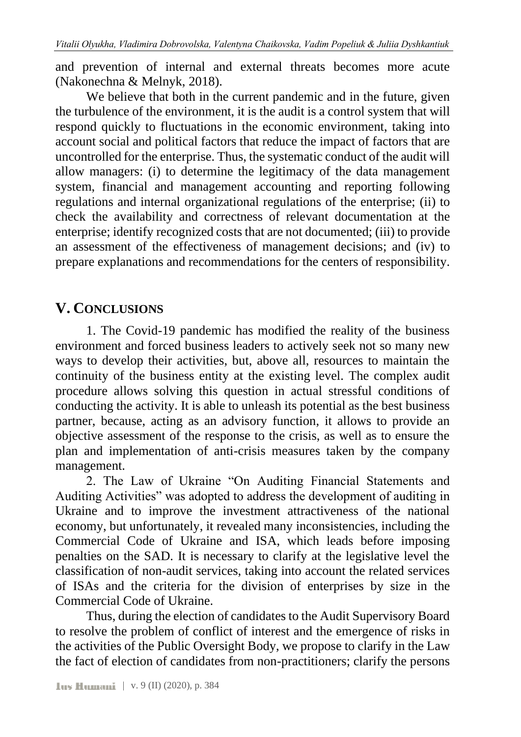and prevention of internal and external threats becomes more acute (Nakonechna & Melnyk, 2018).

We believe that both in the current pandemic and in the future, given the turbulence of the environment, it is the audit is a control system that will respond quickly to fluctuations in the economic environment, taking into account social and political factors that reduce the impact of factors that are uncontrolled for the enterprise. Thus, the systematic conduct of the audit will allow managers: (i) to determine the legitimacy of the data management system, financial and management accounting and reporting following regulations and internal organizational regulations of the enterprise; (ii) to check the availability and correctness of relevant documentation at the enterprise; identify recognized costs that are not documented; (iii) to provide an assessment of the effectiveness of management decisions; and (iv) to prepare explanations and recommendations for the centers of responsibility.

## V. CONCLUSIONS

1. The Covid-19 pandemic has modified the reality of the business environment and forced business leaders to actively seek not so many new ways to develop their activities, but, above all, resources to maintain the continuity of the business entity at the existing level. The complex audit procedure allows solving this question in actual stressful conditions of conducting the activity. It is able to unleash its potential as the best business partner, because, acting as an advisory function, it allows to provide an objective assessment of the response to the crisis, as well as to ensure the plan and implementation of anti-crisis measures taken by the company management.

2. The Law of Ukraine "On Auditing Financial Statements and Auditing Activities" was adopted to address the development of auditing in Ukraine and to improve the investment attractiveness of the national economy, but unfortunately, it revealed many inconsistencies, including the Commercial Code of Ukraine and ISA, which leads before imposing penalties on the SAD. It is necessary to clarify at the legislative level the classification of non-audit services, taking into account the related services of ISAs and the criteria for the division of enterprises by size in the Commercial Code of Ukraine.

Thus, during the election of candidates to the Audit Supervisory Board to resolve the problem of conflict of interest and the emergence of risks in the activities of the Public Oversight Body, we propose to clarify in the Law the fact of election of candidates from non-practitioners; clarify the persons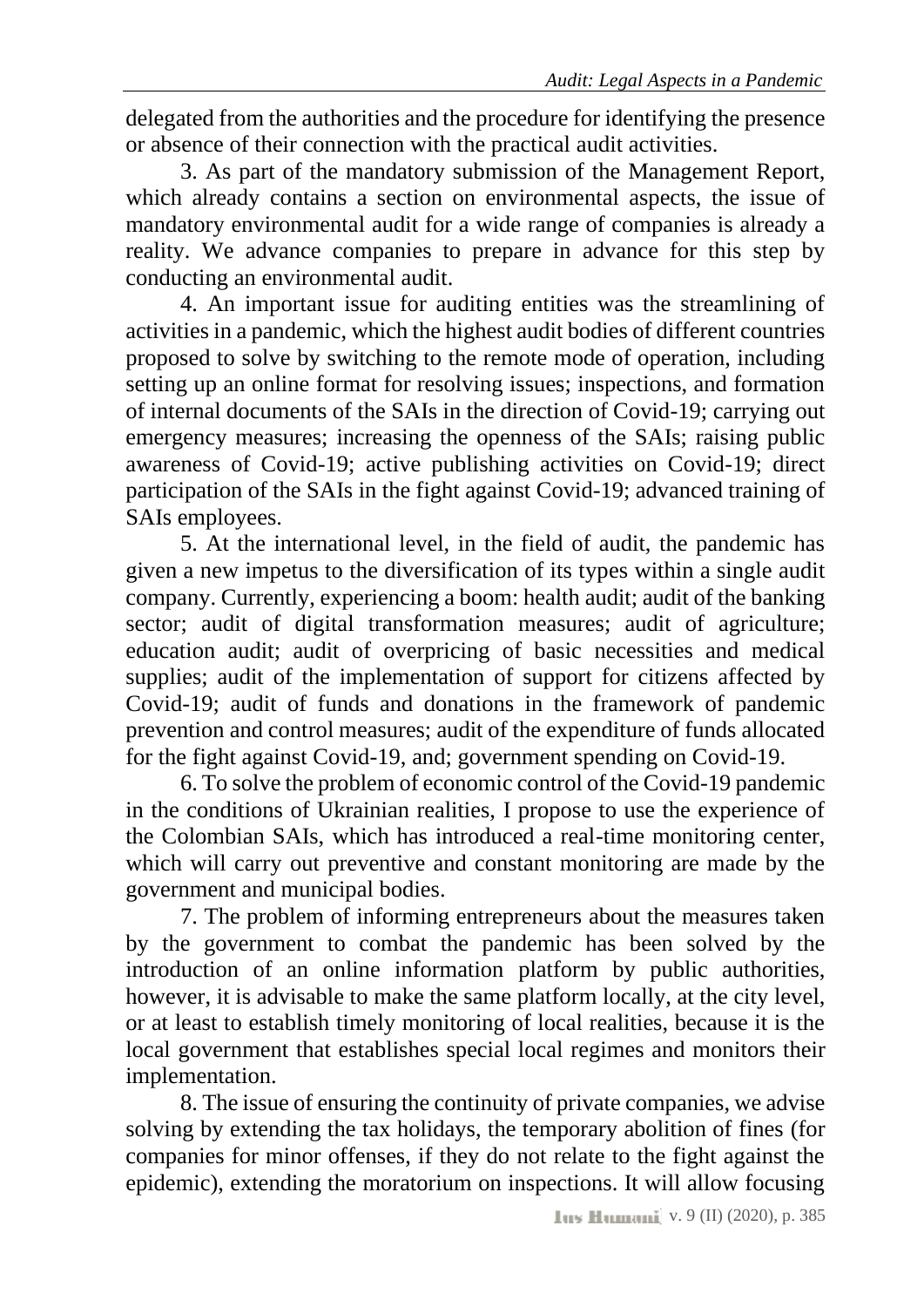delegated from the authorities and the procedure for identifying the presence or absence of their connection with the practical audit activities.

3. As part of the mandatory submission of the Management Report, which already contains a section on environmental aspects, the issue of mandatory environmental audit for a wide range of companies is already a reality. We advance companies to prepare in advance for this step by conducting an environmental audit.

4. An important issue for auditing entities was the streamlining of activities in a pandemic, which the highest audit bodies of different countries proposed to solve by switching to the remote mode of operation, including setting up an online format for resolving issues; inspections, and formation of internal documents of the SAIs in the direction of Covid-19; carrying out emergency measures; increasing the openness of the SAIs; raising public awareness of Covid-19; active publishing activities on Covid-19; direct participation of the SAIs in the fight against Covid-19; advanced training of SAIs employees.

5. At the international level, in the field of audit, the pandemic has given a new impetus to the diversification of its types within a single audit company. Currently, experiencing a boom: health audit; audit of the banking sector; audit of digital transformation measures; audit of agriculture; education audit; audit of overpricing of basic necessities and medical supplies; audit of the implementation of support for citizens affected by Covid-19; audit of funds and donations in the framework of pandemic prevention and control measures; audit of the expenditure of funds allocated for the fight against Covid-19, and; government spending on Covid-19.

6. To solve the problem of economic control of the Covid-19 pandemic in the conditions of Ukrainian realities, I propose to use the experience of the Colombian SAIs, which has introduced a real-time monitoring center, which will carry out preventive and constant monitoring are made by the government and municipal bodies.

7. The problem of informing entrepreneurs about the measures taken by the government to combat the pandemic has been solved by the introduction of an online information platform by public authorities, however, it is advisable to make the same platform locally, at the city level, or at least to establish timely monitoring of local realities, because it is the local government that establishes special local regimes and monitors their implementation.

8. The issue of ensuring the continuity of private companies, we advise solving by extending the tax holidays, the temporary abolition of fines (for companies for minor offenses, if they do not relate to the fight against the epidemic), extending the moratorium on inspections. It will allow focusing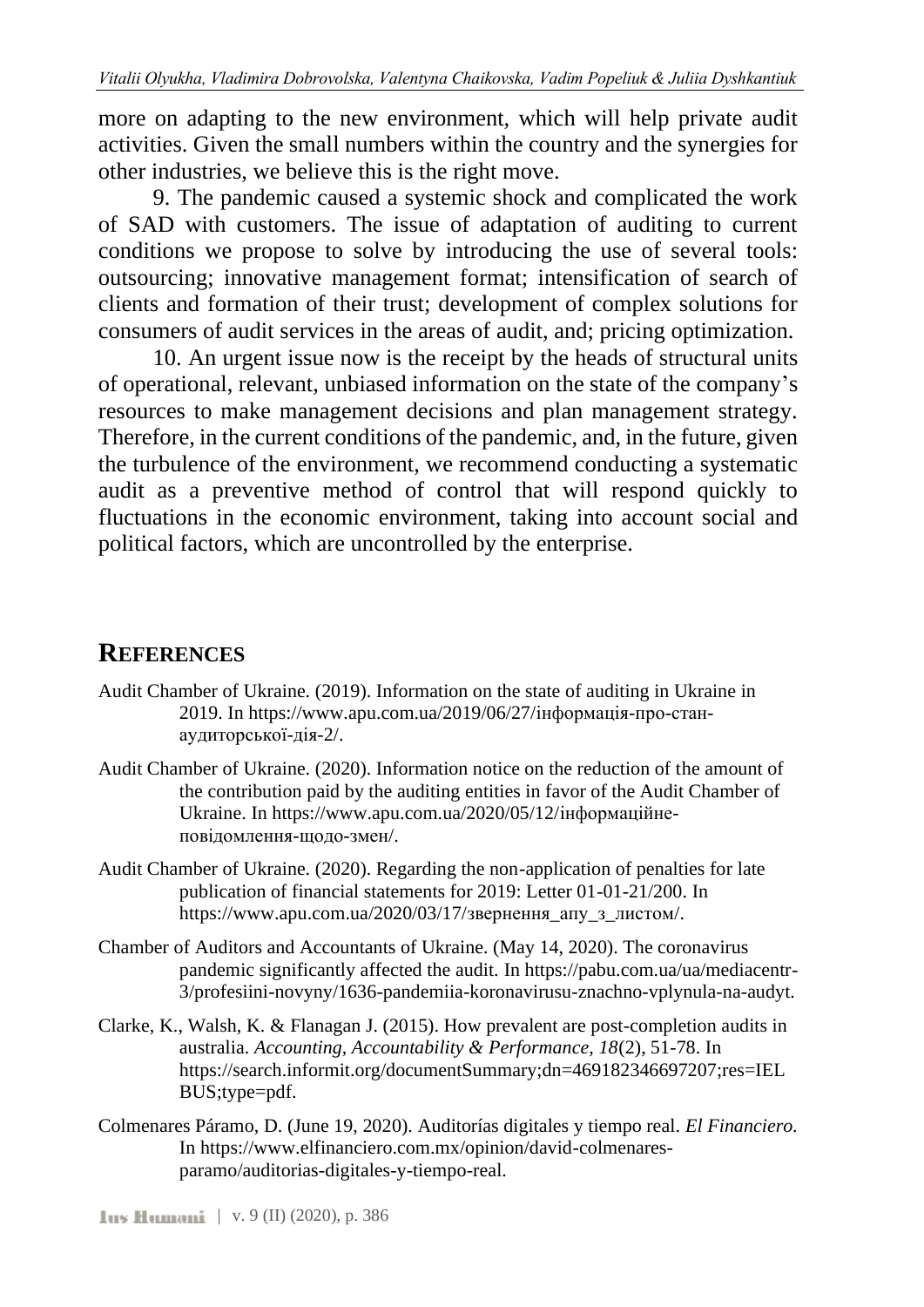more on adapting to the new environment, which will help private audit activities. Given the small numbers within the country and the synergies for other industries, we believe this is the right move.

9. The pandemic caused a systemic shock and complicated the work of SAD with customers. The issue of adaptation of auditing to current conditions we propose to solve by introducing the use of several tools: outsourcing; innovative management format; intensification of search of clients and formation of their trust; development of complex solutions for consumers of audit services in the areas of audit, and; pricing optimization.

10. An urgent issue now is the receipt by the heads of structural units of operational, relevant, unbiased information on the state of the company's resources to make management decisions and plan management strategy. Therefore, in the current conditions of the pandemic, and, in the future, given the turbulence of the environment, we recommend conducting a systematic audit as a preventive method of control that will respond quickly to fluctuations in the economic environment, taking into account social and political factors, which are uncontrolled by the enterprise.

## REFERENCES

Audit Chamber of Ukraine. (2019). Information on the state of auditing in Ukraine in 2019. In https://www.apu.com.ua/2019/06/27/інформація-про-стан-аудиторської-дія-2/.

Audit Chamber of Ukraine. (2020). Information notice on the reduction of the amount of the contribution paid by the auditing entities in favor of the Audit Chamber of Ukraine. In https://www.apu.com.ua/2020/05/12/інформаційне-повідомлення-щодо-змен/.

Audit Chamber of Ukraine. (2020). Regarding the non-application of penalties for late publication of financial statements for 2019: Letter 01-01-21/200. In https://www.apu.com.ua/2020/03/17/звернення_апу_з_листом/.

Chamber of Auditors and Accountants of Ukraine. (May 14, 2020). The coronavirus pandemic significantly affected the audit. In https://pabu.com.ua/ua/mediacentr-3/profesiini-novyny/1636-pandemiia-koronavirusu-znachno-vplynula-na-audyt.

Clarke, K., Walsh, K. & Flanagan J. (2015). How prevalent are post-completion audits in australia. *Accounting, Accountability & Performance, 18*(2), 51-78. In https://search.informit.org/documentSummary;dn=469182346697207;res=IELBUS;type=pdf.

Colmenares Páramo, D. (June 19, 2020). Auditorías digitales y tiempo real. *El Financiero.* In https://www.elfinanciero.com.mx/opinion/david-colmenares-paramo/auditorias-digitales-y-tiempo-real.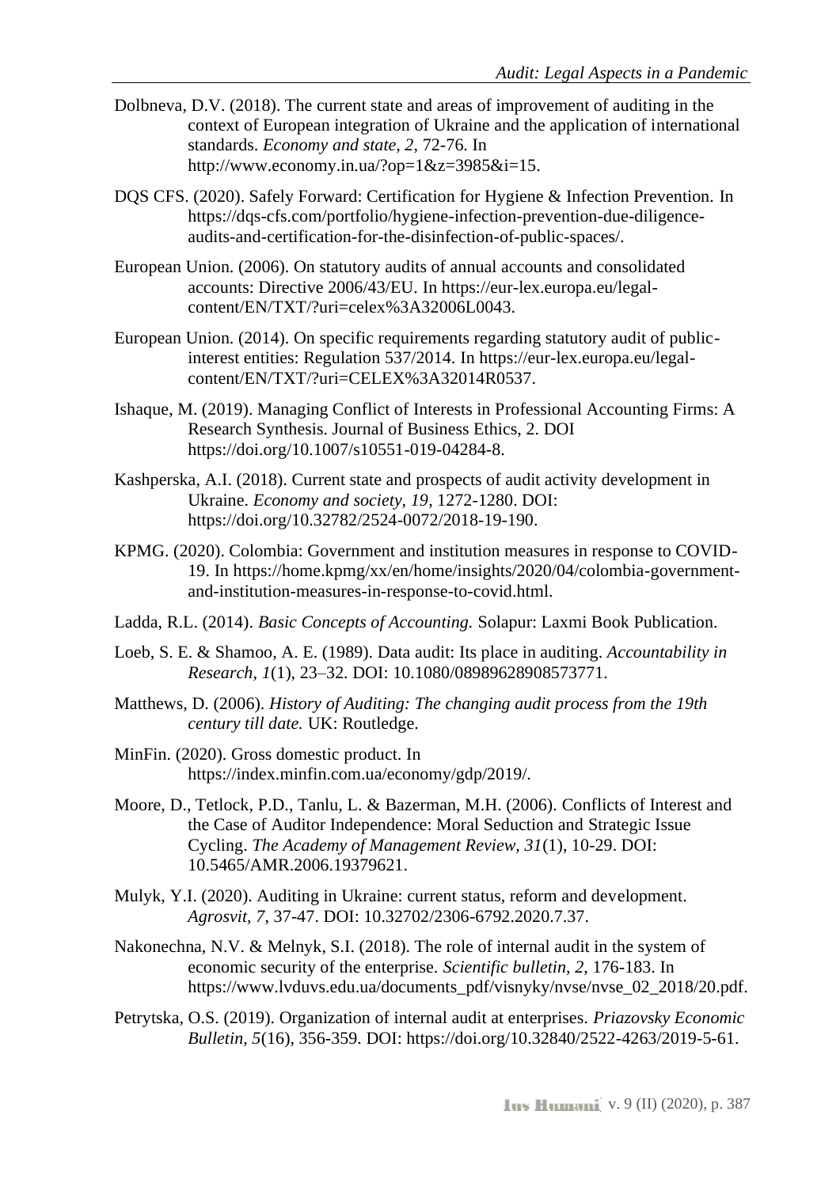Dolbneva, D.V. (2018). The current state and areas of improvement of auditing in the context of European integration of Ukraine and the application of international standards. *Economy and state*, *2*, 72-76. In http://www.economy.in.ua/?op=1&z=3985&i=15.

DQS CFS. (2020). Safely Forward: Certification for Hygiene & Infection Prevention. In https://dqs-cfs.com/portfolio/hygiene-infection-prevention-due-diligence-audits-and-certification-for-the-disinfection-of-public-spaces/.

European Union. (2006). On statutory audits of annual accounts and consolidated accounts: Directive 2006/43/EU. In https://eur-lex.europa.eu/legal-content/EN/TXT/?uri=celex%3A32006L0043.

European Union. (2014). On specific requirements regarding statutory audit of public-interest entities: Regulation 537/2014. In https://eur-lex.europa.eu/legal-content/EN/TXT/?uri=CELEX%3A32014R0537.

Ishaque, M. (2019). Managing Conflict of Interests in Professional Accounting Firms: A Research Synthesis. Journal of Business Ethics, 2. DOI https://doi.org/10.1007/s10551-019-04284-8.

Kashperska, A.I. (2018). Current state and prospects of audit activity development in Ukraine. *Economy and society*, *19*, 1272-1280. DOI: https://doi.org/10.32782/2524-0072/2018-19-190.

KPMG. (2020). Colombia: Government and institution measures in response to COVID-19. In https://home.kpmg/xx/en/home/insights/2020/04/colombia-government-and-institution-measures-in-response-to-covid.html.

Ladda, R.L. (2014). *Basic Concepts of Accounting.* Solapur: Laxmi Book Publication.

Loeb, S. E. & Shamoo, A. E. (1989). Data audit: Its place in auditing. *Accountability in Research*, *1*(1), 23–32. DOI: 10.1080/08989628908573771.

Matthews, D. (2006). *History of Auditing: The changing audit process from the 19th century till date.* UK: Routledge.

MinFin. (2020). Gross domestic product. In https://index.minfin.com.ua/economy/gdp/2019/.

Moore, D., Tetlock, P.D., Tanlu, L. & Bazerman, M.H. (2006). Conflicts of Interest and the Case of Auditor Independence: Moral Seduction and Strategic Issue Cycling. *The Academy of Management Review*, *31*(1), 10-29. DOI: 10.5465/AMR.2006.19379621.

Mulyk, Y.I. (2020). Auditing in Ukraine: current status, reform and development. *Agrosvit, 7*, 37-47. DOI: 10.32702/2306-6792.2020.7.37.

Nakonechna, N.V. & Melnyk, S.I. (2018). The role of internal audit in the system of economic security of the enterprise. *Scientific bulletin*, *2*, 176-183. In https://www.lvduvs.edu.ua/documents_pdf/visnyky/nvse/nvse_02_2018/20.pdf.

Petrytska, O.S. (2019). Organization of internal audit at enterprises. *Priazovsky Economic Bulletin*, *5*(16), 356-359. DOI: https://doi.org/10.32840/2522-4263/2019-5-61.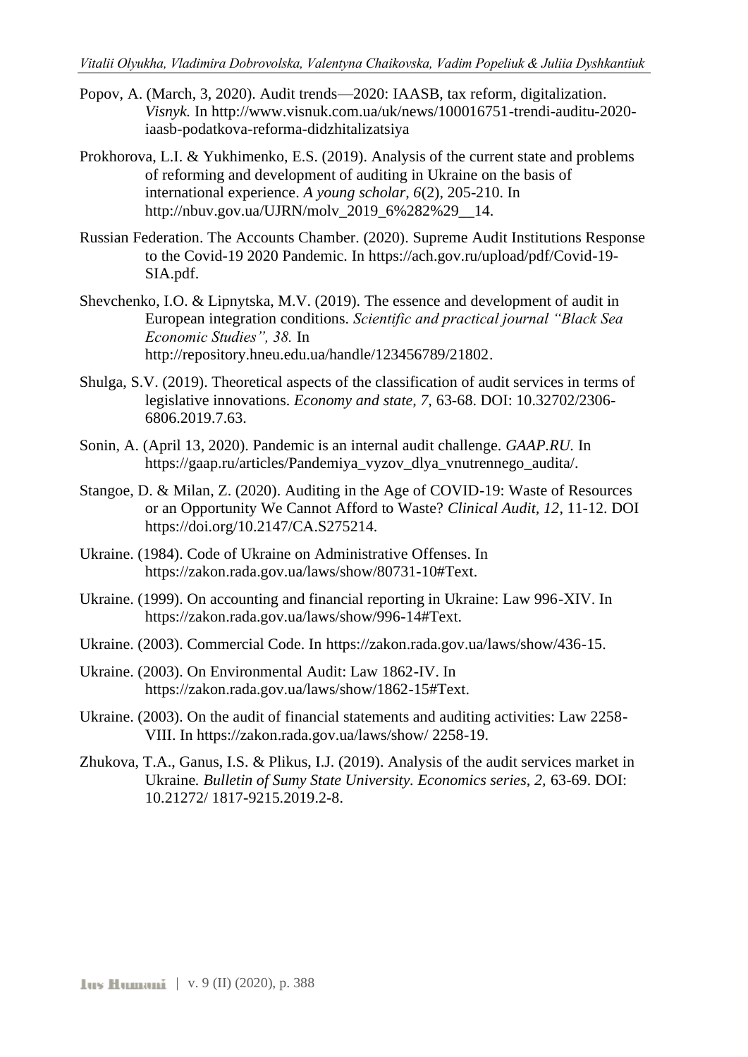Popov, A. (March, 3, 2020). Audit trends—2020: IAASB, tax reform, digitalization. *Visnyk.* In http://www.visnuk.com.ua/uk/news/100016751-trendi-auditu-2020-iaasb-podatkova-reforma-didzhitalizatsiya

Prokhorova, L.I. & Yukhimenko, E.S. (2019). Analysis of the current state and problems of reforming and development of auditing in Ukraine on the basis of international experience. *A young scholar*, *6*(2), 205-210. In http://nbuv.gov.ua/UJRN/molv_2019_6%282%29__14.

Russian Federation. The Accounts Chamber. (2020). Supreme Audit Institutions Response to the Covid-19 2020 Pandemic. In https://ach.gov.ru/upload/pdf/Covid-19-SIA.pdf.

Shevchenko, I.O. & Lipnytska, M.V. (2019). The essence and development of audit in European integration conditions. *Scientific and practical journal "Black Sea Economic Studies", 38.* In http://repository.hneu.edu.ua/handle/123456789/21802.

Shulga, S.V. (2019). Theoretical aspects of the classification of audit services in terms of legislative innovations. *Economy and state, 7,* 63-68. DOI: 10.32702/2306-6806.2019.7.63.

Sonin, A. (April 13, 2020). Pandemic is an internal audit challenge. *GAAP.RU.* In https://gaap.ru/articles/Pandemiya_vyzov_dlya_vnutrennego_audita/.

Stangoe, D. & Milan, Z. (2020). Auditing in the Age of COVID-19: Waste of Resources or an Opportunity We Cannot Afford to Waste? *Clinical Audit, 12,* 11-12. DOI https://doi.org/10.2147/CA.S275214.

Ukraine. (1984). Code of Ukraine on Administrative Offenses. In https://zakon.rada.gov.ua/laws/show/80731-10#Text.

Ukraine. (1999). On accounting and financial reporting in Ukraine: Law 996-XIV. In https://zakon.rada.gov.ua/laws/show/996-14#Text.

Ukraine. (2003). Commercial Code. In https://zakon.rada.gov.ua/laws/show/436-15.

Ukraine. (2003). On Environmental Audit: Law 1862-IV. In https://zakon.rada.gov.ua/laws/show/1862-15#Text.

Ukraine. (2003). On the audit of financial statements and auditing activities: Law 2258-VIII. In https://zakon.rada.gov.ua/laws/show/ 2258-19.

Zhukova, T.A., Ganus, I.S. & Plikus, I.J. (2019). Analysis of the audit services market in Ukraine. *Bulletin of Sumy State University. Economics series, 2,* 63-69. DOI: 10.21272/ 1817-9215.2019.2-8.